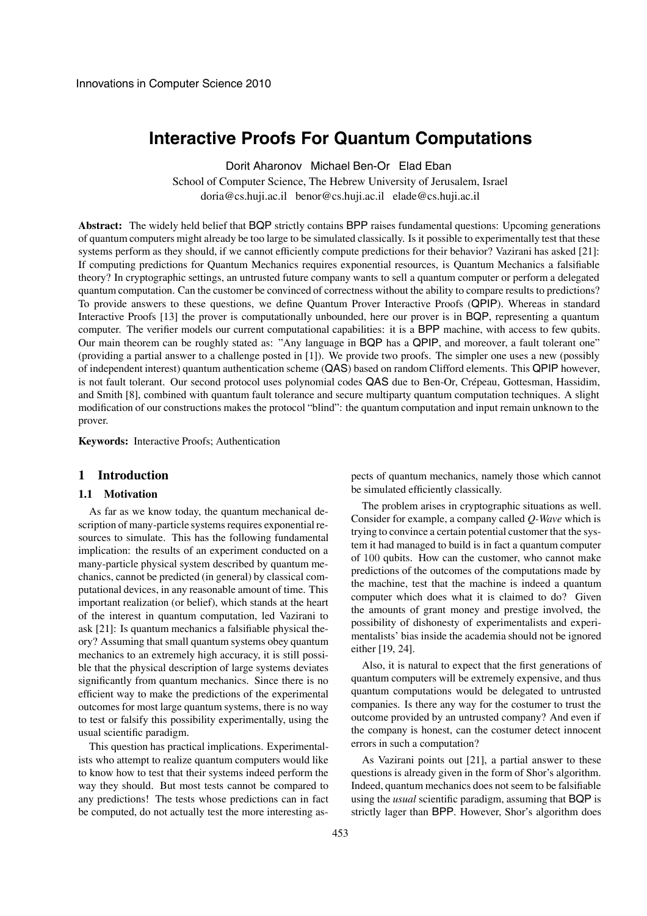# Interactive Proofs For Quantum Computations

Dorit Aharonov Michael Ben-Or Elad Eban

School of Computer Science, The Hebrew University of Jerusalem, Israel

doria@cs.huji.ac.il benor@cs.huji.ac.il elade@cs.huji.ac.il

**Abstract:** The widely held belief that BQP strictly contains BPP raises fundamental questions: Upcoming generations of quantum computers might already be too large to be simulated classically. Is it possible to experimentally test that these systems perform as they should, if we cannot efficiently compute predictions for their behavior? Vazirani has asked [21]: If computing predictions for Quantum Mechanics requires exponential resources, is Quantum Mechanics a falsifiable theory? In cryptographic settings, an untrusted future company wants to sell a quantum computer or perform a delegated quantum computation. Can the customer be convinced of correctness without the ability to compare results to predictions? To provide answers to these questions, we define Quantum Prover Interactive Proofs (QPIP). Whereas in standard Interactive Proofs [13] the prover is computationally unbounded, here our prover is in BQP, representing a quantum computer. The verifier models our current computational capabilities: it is a BPP machine, with access to few qubits. Our main theorem can be roughly stated as: "Any language in BQP has a QPIP, and moreover, a fault tolerant one" (providing a partial answer to a challenge posted in [1]). We provide two proofs. The simpler one uses a new (possibly of independent interest) quantum authentication scheme (QAS) based on random Clifford elements. This QPIP however, is not fault tolerant. Our second protocol uses polynomial codes QAS due to Ben-Or, Crépeau, Gottesman, Hassidim, and Smith [8], combined with quantum fault tolerance and secure multiparty quantum computation techniques. A slight modification of our constructions makes the protocol "blind": the quantum computation and input remain unknown to the prover.

**Keywords:** Interactive Proofs; Authentication

## 1 Introduction

### 1.1 Motivation

As far as we know today, the quantum mechanical description of many-particle systems requires exponential resources to simulate. This has the following fundamental implication: the results of an experiment conducted on a many-particle physical system described by quantum mechanics, cannot be predicted (in general) by classical computational devices, in any reasonable amount of time. This important realization (or belief), which stands at the heart of the interest in quantum computation, led Vazirani to ask [21]: Is quantum mechanics a falsifiable physical theory? Assuming that small quantum systems obey quantum mechanics to an extremely high accuracy, it is still possible that the physical description of large systems deviates significantly from quantum mechanics. Since there is no efficient way to make the predictions of the experimental outcomes for most large quantum systems, there is no way to test or falsify this possibility experimentally, using the usual scientific paradigm.

This question has practical implications. Experimentalists who attempt to realize quantum computers would like to know how to test that their systems indeed perform the way they should. But most tests cannot be compared to any predictions! The tests whose predictions can in fact be computed, do not actually test the more interesting aspects of quantum mechanics, namely those which cannot be simulated efficiently classically.

The problem arises in cryptographic situations as well. Consider for example, a company called *Q-Wave* which is trying to convince a certain potential customer that the system it had managed to build is in fact a quantum computer of 100 qubits. How can the customer, who cannot make predictions of the outcomes of the computations made by the machine, test that the machine is indeed a quantum computer which does what it is claimed to do? Given the amounts of grant money and prestige involved, the possibility of dishonesty of experimentalists and experimentalists' bias inside the academia should not be ignored either [19, 24].

Also, it is natural to expect that the first generations of quantum computers will be extremely expensive, and thus quantum computations would be delegated to untrusted companies. Is there any way for the costumer to trust the outcome provided by an untrusted company? And even if the company is honest, can the costumer detect innocent errors in such a computation?

As Vazirani points out [21], a partial answer to these questions is already given in the form of Shor's algorithm. Indeed, quantum mechanics does not seem to be falsifiable using the *usual* scientific paradigm, assuming that BQP is strictly lager than BPP. However, Shor's algorithm does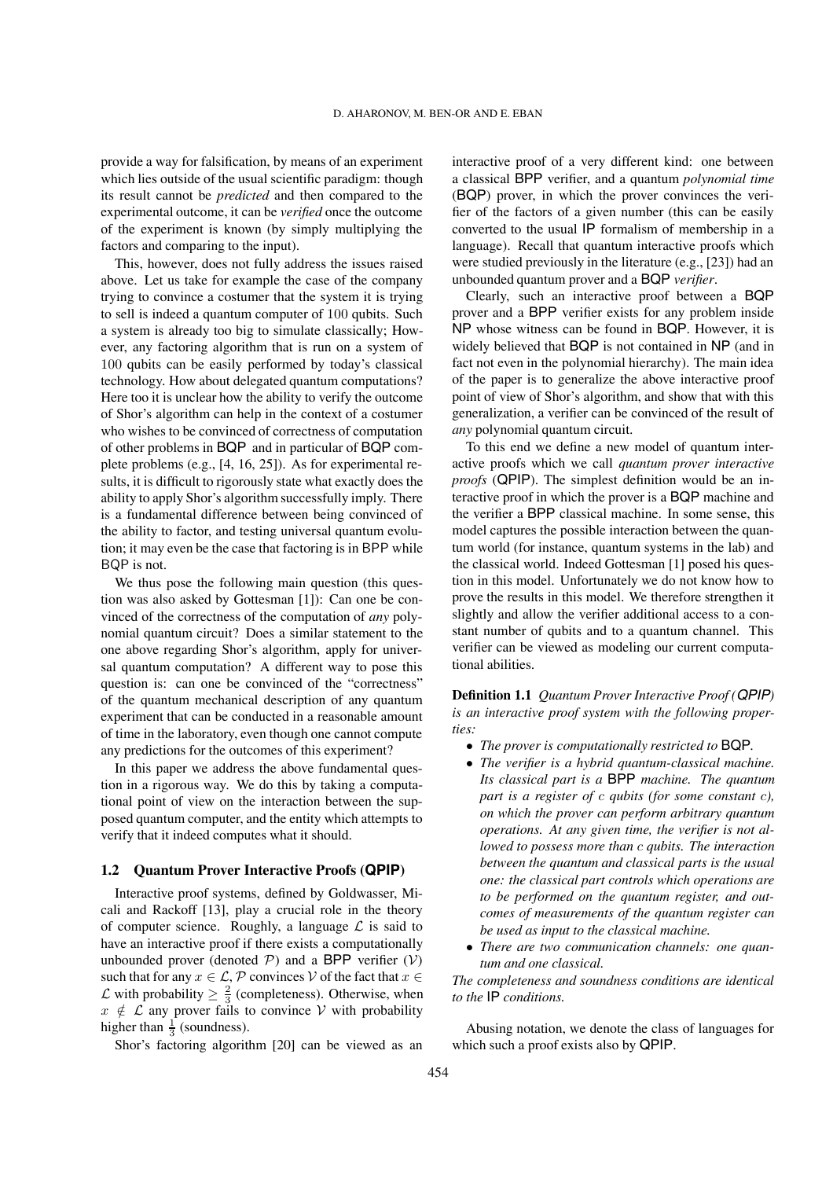provide a way for falsification, by means of an experiment which lies outside of the usual scientific paradigm: though its result cannot be *predicted* and then compared to the experimental outcome, it can be *verified* once the outcome of the experiment is known (by simply multiplying the factors and comparing to the input).

This, however, does not fully address the issues raised above. Let us take for example the case of the company trying to convince a costumer that the system it is trying to sell is indeed a quantum computer of 100 qubits. Such a system is already too big to simulate classically; However, any factoring algorithm that is run on a system of 100 qubits can be easily performed by today's classical technology. How about delegated quantum computations? Here too it is unclear how the ability to verify the outcome of Shor's algorithm can help in the context of a costumer who wishes to be convinced of correctness of computation of other problems in BQP and in particular of BQP complete problems (e.g., [4, 16, 25]). As for experimental results, it is difficult to rigorously state what exactly does the ability to apply Shor's algorithm successfully imply. There is a fundamental difference between being convinced of the ability to factor, and testing universal quantum evolution; it may even be the case that factoring is in BPP while BQP is not.

We thus pose the following main question (this question was also asked by Gottesman [1]): Can one be convinced of the correctness of the computation of *any* polynomial quantum circuit? Does a similar statement to the one above regarding Shor's algorithm, apply for universal quantum computation? A different way to pose this question is: can one be convinced of the "correctness" of the quantum mechanical description of any quantum experiment that can be conducted in a reasonable amount of time in the laboratory, even though one cannot compute any predictions for the outcomes of this experiment?

In this paper we address the above fundamental question in a rigorous way. We do this by taking a computational point of view on the interaction between the supposed quantum computer, and the entity which attempts to verify that it indeed computes what it should.

## 1.2 Quantum Prover Interactive Proofs (QPIP)

Interactive proof systems, defined by Goldwasser, Micali and Rackoff [13], play a crucial role in the theory of computer science. Roughly, a language $\mathcal{L}$ is said to have an interactive proof if there exists a computationally unbounded prover (denoted $\mathcal{P}$) and a BPP verifier ($\mathcal{V}$) such that for any $x \in \mathcal{L}$, $\mathcal{P}$ convinces $\mathcal{V}$ of the fact that $x \in \mathcal{L}$ with probability $\geq \frac{2}{3}$ (completeness). Otherwise, when $x \notin \mathcal{L}$ any prover fails to convince $\mathcal{V}$ with probability higher than $\frac{1}{3}$ (soundness).

Shor's factoring algorithm [20] can be viewed as an interactive proof of a very different kind: one between a classical BPP verifier, and a quantum *polynomial time* (BQP) prover, in which the prover convinces the verifier of the factors of a given number (this can be easily converted to the usual IP formalism of membership in a language). Recall that quantum interactive proofs which were studied previously in the literature (e.g., [23]) had an unbounded quantum prover and a BQP *verifier*.

Clearly, such an interactive proof between a BQP prover and a BPP verifier exists for any problem inside NP whose witness can be found in BQP. However, it is widely believed that BQP is not contained in NP (and in fact not even in the polynomial hierarchy). The main idea of the paper is to generalize the above interactive proof point of view of Shor's algorithm, and show that with this generalization, a verifier can be convinced of the result of *any* polynomial quantum circuit.

To this end we define a new model of quantum interactive proofs which we call *quantum prover interactive proofs* (QPIP). The simplest definition would be an interactive proof in which the prover is a BQP machine and the verifier a BPP classical machine. In some sense, this model captures the possible interaction between the quantum world (for instance, quantum systems in the lab) and the classical world. Indeed Gottesman [1] posed his question in this model. Unfortunately we do not know how to prove the results in this model. We therefore strengthen it slightly and allow the verifier additional access to a constant number of qubits and to a quantum channel. This verifier can be viewed as modeling our current computational abilities.

**Definition 1.1** *Quantum Prover Interactive Proof (QPIP) is an interactive proof system with the following properties:*

- *The prover is computationally restricted to* BQP.
- *The verifier is a hybrid quantum-classical machine. Its classical part is a* BPP *machine. The quantum part is a register of $c$ qubits (for some constant $c$), on which the prover can perform arbitrary quantum operations. At any given time, the verifier is not allowed to possess more than $c$ qubits. The interaction between the quantum and classical parts is the usual one: the classical part controls which operations are to be performed on the quantum register, and outcomes of measurements of the quantum register can be used as input to the classical machine.*
- *There are two communication channels: one quantum and one classical.*

*The completeness and soundness conditions are identical to the* IP *conditions.*

Abusing notation, we denote the class of languages for which such a proof exists also by QPIP.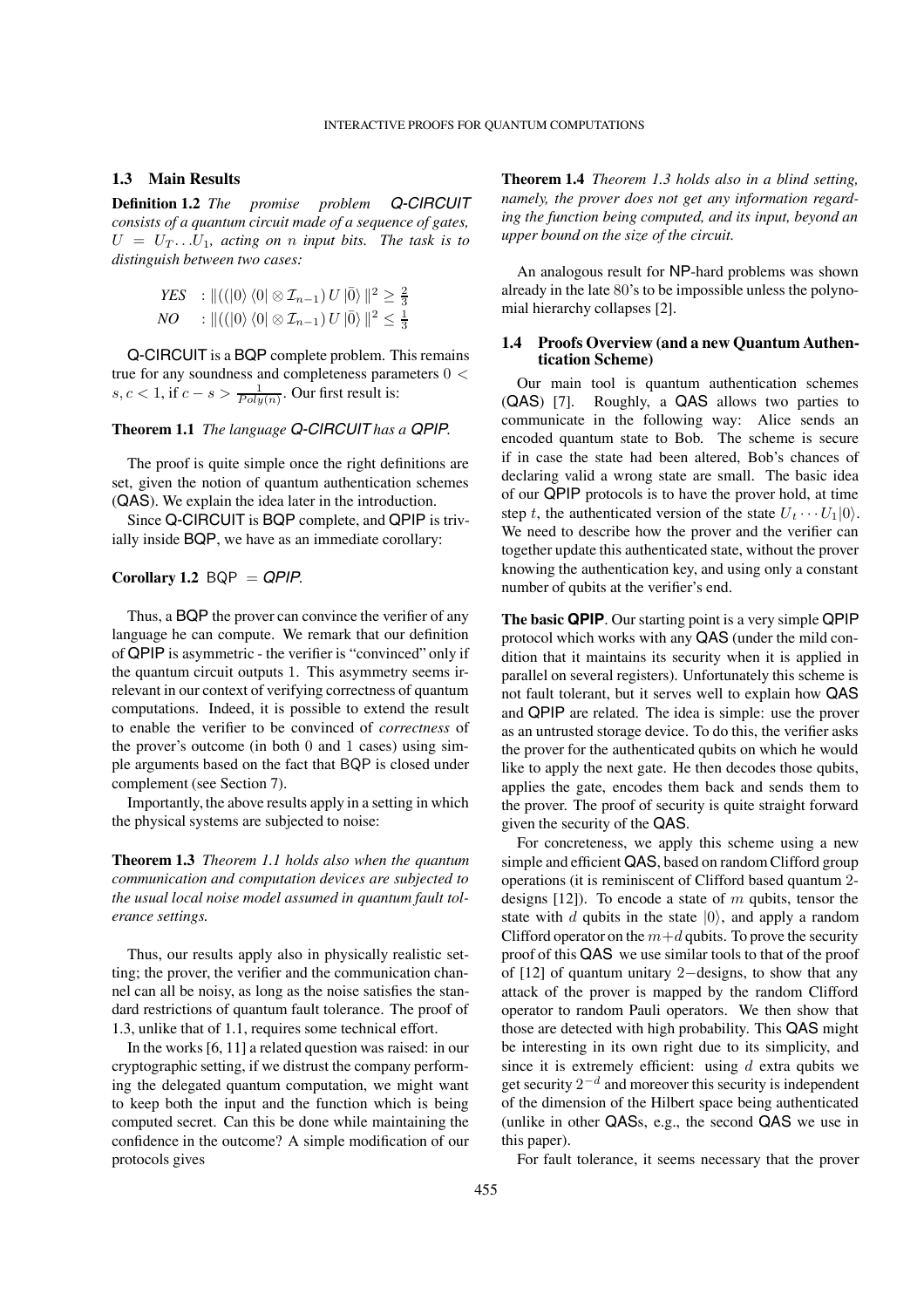### 1.3 Main Results

**Definition 1.2** *The promise problem Q-CIRCUIT consists of a quantum circuit made of a sequence of gates, $U = U_T \ldots U_1$, acting on $n$ input bits. The task is to distinguish between two cases:*

$$\begin{aligned} &\textit{YES} \quad : \|((|0\rangle\langle 0| \otimes \mathcal{I}_{n-1}) U |\bar{0}\rangle \|^2 \geq \tfrac{2}{3} \\ &\textit{NO} \quad : \|((|0\rangle\langle 0| \otimes \mathcal{I}_{n-1}) U |\bar{0}\rangle \|^2 \leq \tfrac{1}{3} \end{aligned}$$

Q-CIRCUIT is a BQP complete problem. This remains true for any soundness and completeness parameters $0 < s, c < 1$, if $c - s > \frac{1}{Poly(n)}$. Our first result is:

**Theorem 1.1** *The language Q-CIRCUIT has a QPIP.*

The proof is quite simple once the right definitions are set, given the notion of quantum authentication schemes (QAS). We explain the idea later in the introduction.

Since Q-CIRCUIT is BQP complete, and QPIP is trivially inside BQP, we have as an immediate corollary:

**Corollary 1.2** BQP $=$ *QPIP*.

Thus, a BQP the prover can convince the verifier of any language he can compute. We remark that our definition of QPIP is asymmetric - the verifier is "convinced" only if the quantum circuit outputs 1. This asymmetry seems irrelevant in our context of verifying correctness of quantum computations. Indeed, it is possible to extend the result to enable the verifier to be convinced of *correctness* of the prover's outcome (in both 0 and 1 cases) using simple arguments based on the fact that BQP is closed under complement (see Section 7).

Importantly, the above results apply in a setting in which the physical systems are subjected to noise:

**Theorem 1.3** *Theorem 1.1 holds also when the quantum communication and computation devices are subjected to the usual local noise model assumed in quantum fault tolerance settings.*

Thus, our results apply also in physically realistic setting; the prover, the verifier and the communication channel can all be noisy, as long as the noise satisfies the standard restrictions of quantum fault tolerance. The proof of 1.3, unlike that of 1.1, requires some technical effort.

In the works [6, 11] a related question was raised: in our cryptographic setting, if we distrust the company performing the delegated quantum computation, we might want to keep both the input and the function which is being computed secret. Can this be done while maintaining the confidence in the outcome? A simple modification of our protocols gives

**Theorem 1.4** *Theorem 1.3 holds also in a blind setting, namely, the prover does not get any information regarding the function being computed, and its input, beyond an upper bound on the size of the circuit.*

An analogous result for NP-hard problems was shown already in the late 80's to be impossible unless the polynomial hierarchy collapses [2].

### 1.4 Proofs Overview (and a new Quantum Authentication Scheme)

Our main tool is quantum authentication schemes (QAS) [7]. Roughly, a QAS allows two parties to communicate in the following way: Alice sends an encoded quantum state to Bob. The scheme is secure if in case the state had been altered, Bob's chances of declaring valid a wrong state are small. The basic idea of our QPIP protocols is to have the prover hold, at time step $t$, the authenticated version of the state $U_t \cdots U_1|0\rangle$. We need to describe how the prover and the verifier can together update this authenticated state, without the prover knowing the authentication key, and using only a constant number of qubits at the verifier's end.

**The basic QPIP**. Our starting point is a very simple QPIP protocol which works with any QAS (under the mild condition that it maintains its security when it is applied in parallel on several registers). Unfortunately this scheme is not fault tolerant, but it serves well to explain how QAS and QPIP are related. The idea is simple: use the prover as an untrusted storage device. To do this, the verifier asks the prover for the authenticated qubits on which he would like to apply the next gate. He then decodes those qubits, applies the gate, encodes them back and sends them to the prover. The proof of security is quite straight forward given the security of the QAS.

For concreteness, we apply this scheme using a new simple and efficient QAS, based on random Clifford group operations (it is reminiscent of Clifford based quantum 2-designs [12]). To encode a state of $m$ qubits, tensor the state with $d$ qubits in the state $|0\rangle$, and apply a random Clifford operator on the $m+d$ qubits. To prove the security proof of this QAS we use similar tools to that of the proof of [12] of quantum unitary $2-$designs, to show that any attack of the prover is mapped by the random Clifford operator to random Pauli operators. We then show that those are detected with high probability. This QAS might be interesting in its own right due to its simplicity, and since it is extremely efficient: using $d$ extra qubits we get security $2^{-d}$ and moreover this security is independent of the dimension of the Hilbert space being authenticated (unlike in other QASs, e.g., the second QAS we use in this paper).

For fault tolerance, it seems necessary that the prover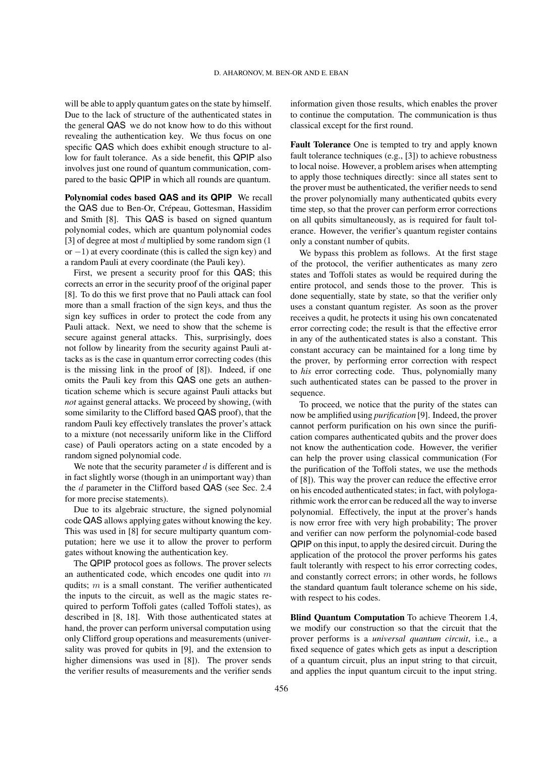will be able to apply quantum gates on the state by himself. Due to the lack of structure of the authenticated states in the general QAS we do not know how to do this without revealing the authentication key. We thus focus on one specific QAS which does exhibit enough structure to allow for fault tolerance. As a side benefit, this QPIP also involves just one round of quantum communication, compared to the basic QPIP in which all rounds are quantum.

**Polynomial codes based QAS and its QPIP** We recall the QAS due to Ben-Or, Crépeau, Gottesman, Hassidim and Smith [8]. This QAS is based on signed quantum polynomial codes, which are quantum polynomial codes [3] of degree at most $d$ multiplied by some random sign (1 or $-1$) at every coordinate (this is called the sign key) and a random Pauli at every coordinate (the Pauli key).

First, we present a security proof for this QAS; this corrects an error in the security proof of the original paper [8]. To do this we first prove that no Pauli attack can fool more than a small fraction of the sign keys, and thus the sign key suffices in order to protect the code from any Pauli attack. Next, we need to show that the scheme is secure against general attacks. This, surprisingly, does not follow by linearity from the security against Pauli attacks as is the case in quantum error correcting codes (this is the missing link in the proof of [8]). Indeed, if one omits the Pauli key from this QAS one gets an authentication scheme which is secure against Pauli attacks but *not* against general attacks. We proceed by showing, (with some similarity to the Clifford based QAS proof), that the random Pauli key effectively translates the prover's attack to a mixture (not necessarily uniform like in the Clifford case) of Pauli operators acting on a state encoded by a random signed polynomial code.

We note that the security parameter $d$ is different and is in fact slightly worse (though in an unimportant way) than the $d$ parameter in the Clifford based QAS (see Sec. 2.4 for more precise statements).

Due to its algebraic structure, the signed polynomial code QAS allows applying gates without knowing the key. This was used in [8] for secure multiparty quantum computation; here we use it to allow the prover to perform gates without knowing the authentication key.

The QPIP protocol goes as follows. The prover selects an authenticated code, which encodes one qudit into $m$ qudits; $m$ is a small constant. The verifier authenticated the inputs to the circuit, as well as the magic states required to perform Toffoli gates (called Toffoli states), as described in [8, 18]. With those authenticated states at hand, the prover can perform universal computation using only Clifford group operations and measurements (universality was proved for qubits in [9], and the extension to higher dimensions was used in [8]). The prover sends the verifier results of measurements and the verifier sends information given those results, which enables the prover to continue the computation. The communication is thus classical except for the first round.

**Fault Tolerance** One is tempted to try and apply known fault tolerance techniques (e.g., [3]) to achieve robustness to local noise. However, a problem arises when attempting to apply those techniques directly: since all states sent to the prover must be authenticated, the verifier needs to send the prover polynomially many authenticated qubits every time step, so that the prover can perform error corrections on all qubits simultaneously, as is required for fault tolerance. However, the verifier's quantum register contains only a constant number of qubits.

We bypass this problem as follows. At the first stage of the protocol, the verifier authenticates as many zero states and Toffoli states as would be required during the entire protocol, and sends those to the prover. This is done sequentially, state by state, so that the verifier only uses a constant quantum register. As soon as the prover receives a qudit, he protects it using his own concatenated error correcting code; the result is that the effective error in any of the authenticated states is also a constant. This constant accuracy can be maintained for a long time by the prover, by performing error correction with respect to *his* error correcting code. Thus, polynomially many such authenticated states can be passed to the prover in sequence.

To proceed, we notice that the purity of the states can now be amplified using *purification* [9]. Indeed, the prover cannot perform purification on his own since the purification compares authenticated qubits and the prover does not know the authentication code. However, the verifier can help the prover using classical communication (For the purification of the Toffoli states, we use the methods of [8]). This way the prover can reduce the effective error on his encoded authenticated states; in fact, with polylogarithmic work the error can be reduced all the way to inverse polynomial. Effectively, the input at the prover's hands is now error free with very high probability; The prover and verifier can now perform the polynomial-code based QPIP on this input, to apply the desired circuit. During the application of the protocol the prover performs his gates fault tolerantly with respect to his error correcting codes, and constantly correct errors; in other words, he follows the standard quantum fault tolerance scheme on his side, with respect to his codes.

**Blind Quantum Computation** To achieve Theorem 1.4, we modify our construction so that the circuit that the prover performs is a *universal quantum circuit*, i.e., a fixed sequence of gates which gets as input a description of a quantum circuit, plus an input string to that circuit, and applies the input quantum circuit to the input string.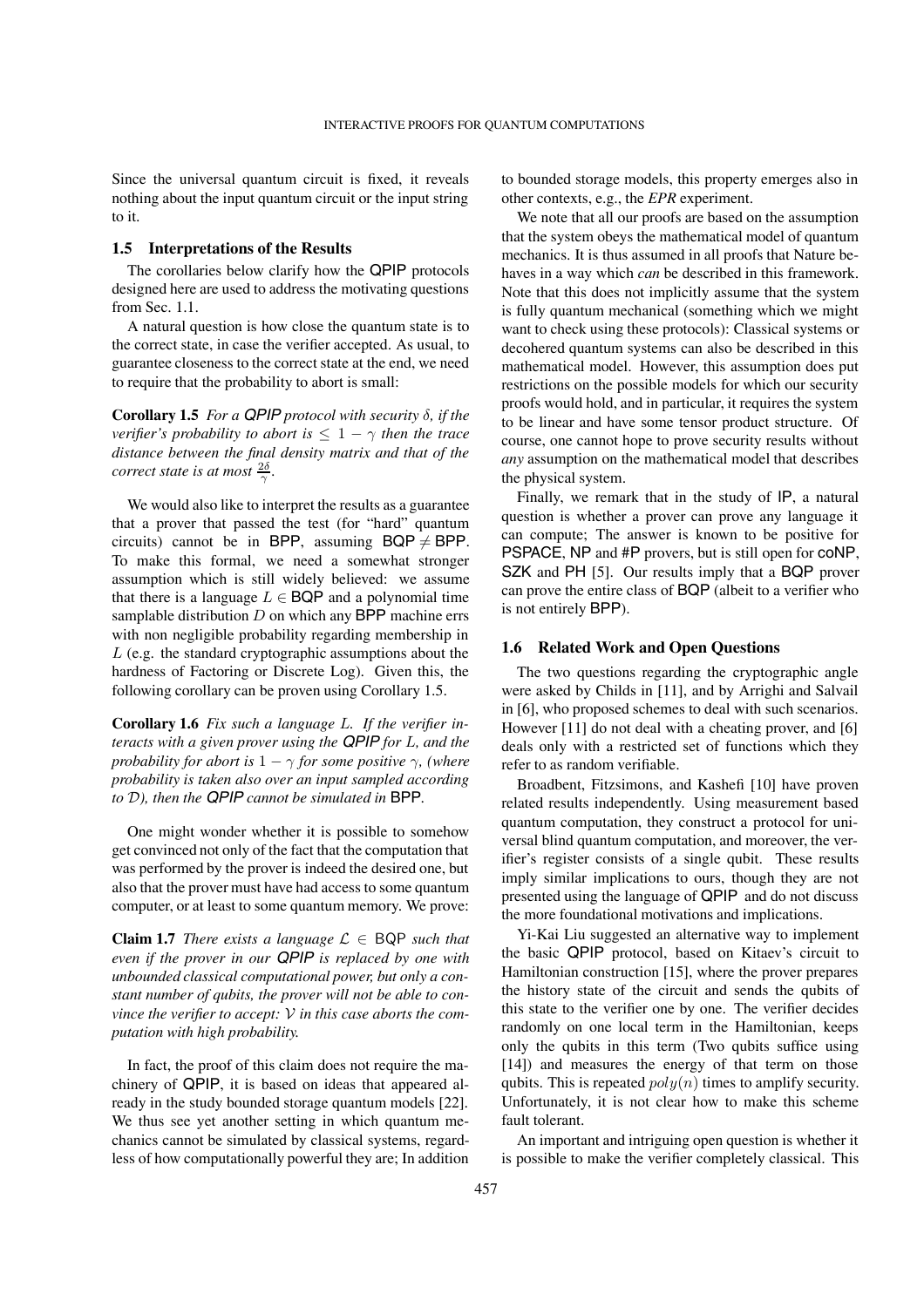Since the universal quantum circuit is fixed, it reveals nothing about the input quantum circuit or the input string to it.

### 1.5 Interpretations of the Results

The corollaries below clarify how the QPIP protocols designed here are used to address the motivating questions from Sec. 1.1.

A natural question is how close the quantum state is to the correct state, in case the verifier accepted. As usual, to guarantee closeness to the correct state at the end, we need to require that the probability to abort is small:

**Corollary 1.5** *For a QPIP protocol with security $\delta$, if the verifier's probability to abort is $\leq 1-\gamma$ then the trace distance between the final density matrix and that of the correct state is at most $\frac{2\delta}{\gamma}$.*

We would also like to interpret the results as a guarantee that a prover that passed the test (for "hard" quantum circuits) cannot be in BPP, assuming $\mathsf{BQP} \neq \mathsf{BPP}$. To make this formal, we need a somewhat stronger assumption which is still widely believed: we assume that there is a language $L \in \mathsf{BQP}$ and a polynomial time samplable distribution $D$ on which any BPP machine errs with non negligible probability regarding membership in $L$ (e.g. the standard cryptographic assumptions about the hardness of Factoring or Discrete Log). Given this, the following corollary can be proven using Corollary 1.5.

**Corollary 1.6** *Fix such a language $L$. If the verifier interacts with a given prover using the QPIP for $L$, and the probability for abort is $1-\gamma$ for some positive $\gamma$, (where probability is taken also over an input sampled according to $\mathcal{D}$), then the QPIP cannot be simulated in* BPP*.*

One might wonder whether it is possible to somehow get convinced not only of the fact that the computation that was performed by the prover is indeed the desired one, but also that the prover must have had access to some quantum computer, or at least to some quantum memory. We prove:

**Claim 1.7** *There exists a language $\mathcal{L} \in \mathsf{BQP}$ such that even if the prover in our QPIP is replaced by one with unbounded classical computational power, but only a constant number of qubits, the prover will not be able to convince the verifier to accept: $\mathcal{V}$ in this case aborts the computation with high probability.*

In fact, the proof of this claim does not require the machinery of QPIP, it is based on ideas that appeared already in the study bounded storage quantum models [22]. We thus see yet another setting in which quantum mechanics cannot be simulated by classical systems, regardless of how computationally powerful they are; In addition to bounded storage models, this property emerges also in other contexts, e.g., the *EPR* experiment.

We note that all our proofs are based on the assumption that the system obeys the mathematical model of quantum mechanics. It is thus assumed in all proofs that Nature behaves in a way which *can* be described in this framework. Note that this does not implicitly assume that the system is fully quantum mechanical (something which we might want to check using these protocols): Classical systems or decohered quantum systems can also be described in this mathematical model. However, this assumption does put restrictions on the possible models for which our security proofs would hold, and in particular, it requires the system to be linear and have some tensor product structure. Of course, one cannot hope to prove security results without *any* assumption on the mathematical model that describes the physical system.

Finally, we remark that in the study of IP, a natural question is whether a prover can prove any language it can compute; The answer is known to be positive for PSPACE, NP and #P provers, but is still open for coNP, SZK and PH [5]. Our results imply that a BQP prover can prove the entire class of BQP (albeit to a verifier who is not entirely BPP).

### 1.6 Related Work and Open Questions

The two questions regarding the cryptographic angle were asked by Childs in [11], and by Arrighi and Salvail in [6], who proposed schemes to deal with such scenarios. However [11] do not deal with a cheating prover, and [6] deals only with a restricted set of functions which they refer to as random verifiable.

Broadbent, Fitzsimons, and Kashefi [10] have proven related results independently. Using measurement based quantum computation, they construct a protocol for universal blind quantum computation, and moreover, the verifier's register consists of a single qubit. These results imply similar implications to ours, though they are not presented using the language of QPIP and do not discuss the more foundational motivations and implications.

Yi-Kai Liu suggested an alternative way to implement the basic QPIP protocol, based on Kitaev's circuit to Hamiltonian construction [15], where the prover prepares the history state of the circuit and sends the qubits of this state to the verifier one by one. The verifier decides randomly on one local term in the Hamiltonian, keeps only the qubits in this term (Two qubits suffice using [14]) and measures the energy of that term on those qubits. This is repeated $poly(n)$ times to amplify security. Unfortunately, it is not clear how to make this scheme fault tolerant.

An important and intriguing open question is whether it is possible to make the verifier completely classical. This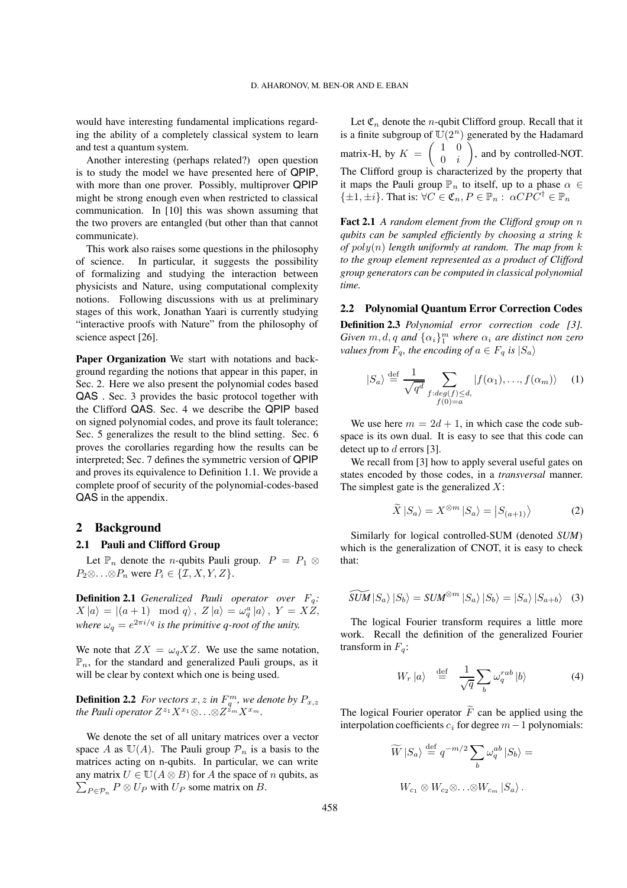would have interesting fundamental implications regarding the ability of a completely classical system to learn and test a quantum system.

Another interesting (perhaps related?) open question is to study the model we have presented here of QPIP, with more than one prover. Possibly, multiprover QPIP might be strong enough even when restricted to classical communication. In [10] this was shown assuming that the two provers are entangled (but other than that cannot communicate).

This work also raises some questions in the philosophy of science. In particular, it suggests the possibility of formalizing and studying the interaction between physicists and Nature, using computational complexity notions. Following discussions with us at preliminary stages of this work, Jonathan Yaari is currently studying "interactive proofs with Nature" from the philosophy of science aspect [26].

**Paper Organization** We start with notations and background regarding the notions that appear in this paper, in Sec. 2. Here we also present the polynomial codes based QAS . Sec. 3 provides the basic protocol together with the Clifford QAS. Sec. 4 we describe the QPIP based on signed polynomial codes, and prove its fault tolerance; Sec. 5 generalizes the result to the blind setting. Sec. 6 proves the corollaries regarding how the results can be interpreted; Sec. 7 defines the symmetric version of QPIP and proves its equivalence to Definition 1.1. We provide a complete proof of security of the polynomial-codes-based QAS in the appendix.

## 2 Background

### 2.1 Pauli and Clifford Group

Let $\mathbb{P}_n$ denote the $n$-qubits Pauli group. $P = P_1 \otimes P_2 \otimes \ldots \otimes P_n$ were $P_i \in \{\mathcal{I}, X, Y, Z\}$.

**Definition 2.1** *Generalized Pauli operator over $F_q$: $X|a\rangle = |(a+1) \mod q\rangle$, $Z|a\rangle = \omega_q^a |a\rangle$, $Y = XZ$, where $\omega_q = e^{2\pi i/q}$ is the primitive q-root of the unity.*

We note that $ZX = \omega_q XZ$. We use the same notation, $\mathbb{P}_n$, for the standard and generalized Pauli groups, as it will be clear by context which one is being used.

**Definition 2.2** *For vectors $x, z$ in $F_q^m$, we denote by $P_{x,z}$ the Pauli operator $Z^{z_1}X^{x_1} \otimes \ldots \otimes Z^{z_m}X^{x_m}$.*

We denote the set of all unitary matrices over a vector space $A$ as $\mathbb{U}(A)$. The Pauli group $\mathcal{P}_n$ is a basis to the matrices acting on n-qubits. In particular, we can write any matrix $U \in \mathbb{U}(A \otimes B)$ for $A$ the space of $n$ qubits, as $\sum_{P \in \mathcal{P}_n} P \otimes U_P$ with $U_P$ some matrix on $B$.

Let $\mathfrak{C}_n$ denote the $n$-qubit Clifford group. Recall that it is a finite subgroup of $\mathbb{U}(2^n)$ generated by the Hadamard matrix-H, by $K = \begin{pmatrix} 1 & 0 \\ 0 & i \end{pmatrix}$, and by controlled-NOT. The Clifford group is characterized by the property that it maps the Pauli group $\mathbb{P}_n$ to itself, up to a phase $\alpha \in \{\pm 1, \pm i\}$. That is: $\forall C \in \mathfrak{C}_n, P \in \mathbb{P}_n : \alpha CPC^\dagger \in \mathbb{P}_n$

**Fact 2.1** *A random element from the Clifford group on $n$ qubits can be sampled efficiently by choosing a string $k$ of $poly(n)$ length uniformly at random. The map from $k$ to the group element represented as a product of Clifford group generators can be computed in classical polynomial time.*

### 2.2 Polynomial Quantum Error Correction Codes

**Definition 2.3** *Polynomial error correction code [3]. Given $m, d, q$ and $\{\alpha_i\}_1^m$ where $\alpha_i$ are distinct non zero values from $F_q$, the encoding of $a \in F_q$ is $|S_a\rangle$*

$$|S_a\rangle \stackrel{\text{def}}{=} \frac{1}{\sqrt{q^d}} \sum_{\substack{f: deg(f) \leq d, \\ f(0)=a}} |f(\alpha_1), \ldots, f(\alpha_m)\rangle \tag{1}$$

We use here $m = 2d+1$, in which case the code subspace is its own dual. It is easy to see that this code can detect up to $d$ errors [3].

We recall from [3] how to apply several useful gates on states encoded by those codes, in a *transversal* manner. The simplest gate is the generalized $X$:

$$\widetilde{X}|S_a\rangle = X^{\otimes m}|S_a\rangle = |S_{(a+1)}\rangle \tag{2}$$

Similarly for logical controlled-SUM (denoted *SUM*) which is the generalization of CNOT, it is easy to check that:

$$\widetilde{SUM}|S_a\rangle|S_b\rangle = SUM^{\otimes m}|S_a\rangle|S_b\rangle = |S_a\rangle|S_{a+b}\rangle \tag{3}$$

The logical Fourier transform requires a little more work. Recall the definition of the generalized Fourier transform in $F_q$:

$$W_r|a\rangle \stackrel{\text{def}}{=} \frac{1}{\sqrt{q}} \sum_b \omega_q^{rab}|b\rangle \tag{4}$$

The logical Fourier operator $\widetilde{F}$ can be applied using the interpolation coefficients $c_i$ for degree $m-1$ polynomials:

$$\widetilde{W}|S_a\rangle \stackrel{\text{def}}{=} q^{-m/2} \sum_b \omega_q^{ab}|S_b\rangle =$$

$$W_{c_1} \otimes W_{c_2} \otimes \ldots \otimes W_{c_m}|S_a\rangle.$$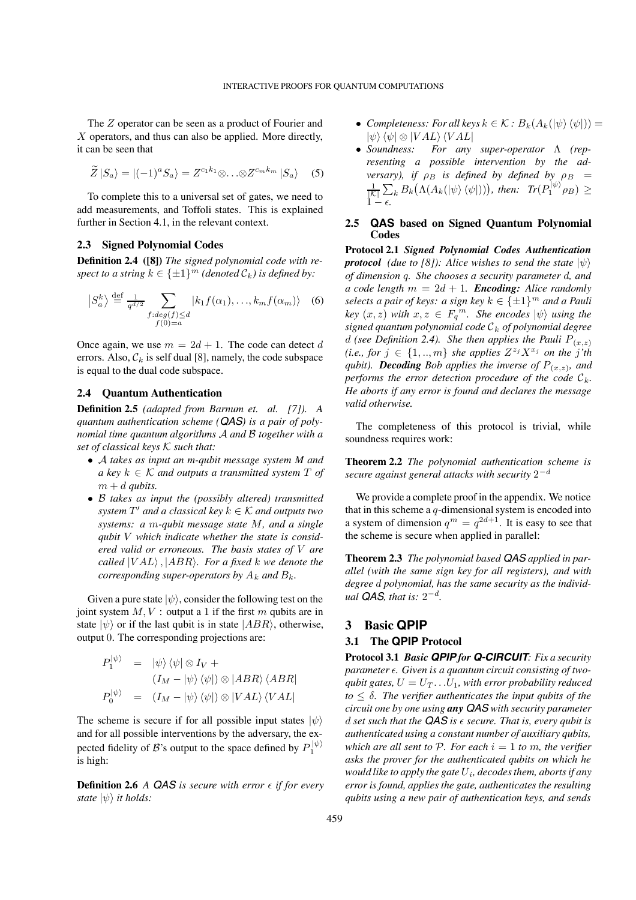The $Z$ operator can be seen as a product of Fourier and $X$ operators, and thus can also be applied. More directly, it can be seen that

$$\widetilde{Z}\left|S_a\right\rangle = \left|(-1)^a S_a\right\rangle = Z^{c_1 k_1} \otimes \ldots \otimes Z^{c_m k_m}\left|S_a\right\rangle \quad (5)$$

To complete this to a universal set of gates, we need to add measurements, and Toffoli states. This is explained further in Section 4.1, in the relevant context.

### 2.3 Signed Polynomial Codes

**Definition 2.4 ([8])** *The signed polynomial code with respect to a string $k \in \{\pm 1\}^m$ (denoted $\mathcal{C}_k$) is defined by:*

$$\left|S_a^k\right\rangle \stackrel{\text{def}}{=} \frac{1}{q^{d/2}} \sum_{\substack{f: deg(f) \leq d \\ f(0)=a}} \left|k_1 f(\alpha_1), \ldots, k_m f(\alpha_m)\right\rangle \quad (6)$$

Once again, we use $m = 2d + 1$. The code can detect $d$ errors. Also, $\mathcal{C}_k$ is self dual [8], namely, the code subspace is equal to the dual code subspace.

### 2.4 Quantum Authentication

**Definition 2.5** *(adapted from Barnum et. al. [7]). A quantum authentication scheme (QAS) is a pair of polynomial time quantum algorithms $\mathcal{A}$ and $\mathcal{B}$ together with a set of classical keys $\mathcal{K}$ such that:*

- *$\mathcal{A}$ takes as input an m-qubit message system M and a key $k \in \mathcal{K}$ and outputs a transmitted system T of $m + d$ qubits.*
- *$\mathcal{B}$ takes as input the (possibly altered) transmitted system $T'$ and a classical key $k \in \mathcal{K}$ and outputs two systems: a m-qubit message state M, and a single qubit V which indicate whether the state is considered valid or erroneous. The basis states of V are called $|VAL\rangle, |ABR\rangle$. For a fixed k we denote the corresponding super-operators by $A_k$ and $B_k$.*

Given a pure state $|\psi\rangle$, consider the following test on the joint system $M, V$ : output a 1 if the first $m$ qubits are in state $|\psi\rangle$ or if the last qubit is in state $|ABR\rangle$, otherwise, output 0. The corresponding projections are:

$$\begin{aligned} P_1^{|\psi\rangle} &= |\psi\rangle\langle\psi| \otimes I_V + \\ &\quad (I_M - |\psi\rangle\langle\psi|) \otimes |ABR\rangle\langle ABR| \\ P_0^{|\psi\rangle} &= (I_M - |\psi\rangle\langle\psi|) \otimes |VAL\rangle\langle VAL| \end{aligned}$$

The scheme is secure if for all possible input states $|\psi\rangle$ and for all possible interventions by the adversary, the expected fidelity of $\mathcal{B}$'s output to the space defined by $P_1^{|\psi\rangle}$ is high:

**Definition 2.6** *A QAS is secure with error $\epsilon$ if for every state $|\psi\rangle$ it holds:*

- *Completeness: For all keys $k \in \mathcal{K}$ : $B_k(A_k(|\psi\rangle\langle\psi|)) = |\psi\rangle\langle\psi| \otimes |VAL\rangle\langle VAL|$*
- *Soundness: For any super-operator $\Lambda$ (representing a possible intervention by the adversary), if $\rho_B$ is defined by defined by $\rho_B = \frac{1}{|\mathcal{K}|}\sum_k B_k\big(\Lambda(A_k(|\psi\rangle\langle\psi|))\big)$, then: $Tr(P_1^{|\psi\rangle}\rho_B) \geq 1 - \epsilon$.*

### 2.5 QAS based on Signed Quantum Polynomial Codes

**Protocol 2.1** ***Signed Polynomial Codes Authentication protocol*** *(due to [8]): Alice wishes to send the state $|\psi\rangle$ of dimension q. She chooses a security parameter d, and a code length $m = 2d + 1$.* ***Encoding:*** *Alice randomly selects a pair of keys: a sign key $k \in \{\pm 1\}^m$ and a Pauli key $(x, z)$ with $x, z \in F_q{}^m$. She encodes $|\psi\rangle$ using the signed quantum polynomial code $\mathcal{C}_k$ of polynomial degree d (see Definition 2.4). She then applies the Pauli $P_{(x,z)}$ (i.e., for $j \in \{1, .., m\}$ she applies $Z^{z_j} X^{x_j}$ on the j'th qubit).* ***Decoding*** *Bob applies the inverse of $P_{(x,z)}$, and performs the error detection procedure of the code $\mathcal{C}_k$. He aborts if any error is found and declares the message valid otherwise.*

The completeness of this protocol is trivial, while soundness requires work:

**Theorem 2.2** *The polynomial authentication scheme is secure against general attacks with security $2^{-d}$*

We provide a complete proof in the appendix. We notice that in this scheme a $q$-dimensional system is encoded into a system of dimension $q^m = q^{2d+1}$. It is easy to see that the scheme is secure when applied in parallel:

**Theorem 2.3** *The polynomial based QAS applied in parallel (with the same sign key for all registers), and with degree d polynomial, has the same security as the individual QAS, that is: $2^{-d}$.*

## 3 Basic QPIP

### 3.1 The QPIP Protocol

**Protocol 3.1** ***Basic QPIP for Q-CIRCUIT:*** *Fix a security parameter $\epsilon$. Given is a quantum circuit consisting of two-qubit gates, $U = U_T \ldots U_1$, with error probability reduced to $\leq \delta$. The verifier authenticates the input qubits of the circuit one by one using* ***any*** *QAS with security parameter d set such that the QAS is $\epsilon$ secure. That is, every qubit is authenticated using a constant number of auxiliary qubits, which are all sent to $\mathcal{P}$. For each $i = 1$ to $m$, the verifier asks the prover for the authenticated qubits on which he would like to apply the gate $U_i$, decodes them, aborts if any error is found, applies the gate, authenticates the resulting qubits using a new pair of authentication keys, and sends*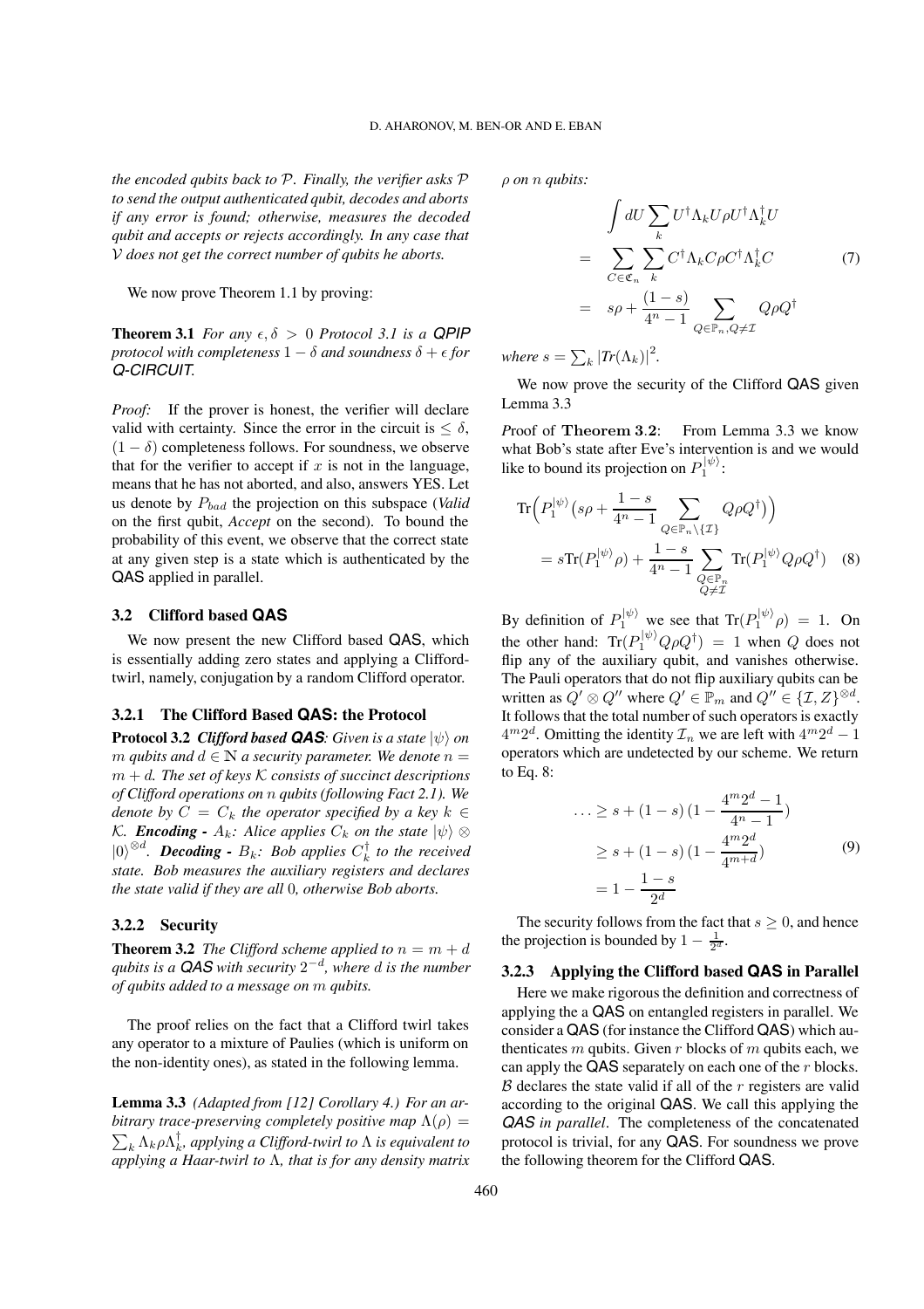*the encoded qubits back to $\mathcal{P}$. Finally, the verifier asks $\mathcal{P}$ to send the output authenticated qubit, decodes and aborts if any error is found; otherwise, measures the decoded qubit and accepts or rejects accordingly. In any case that $\mathcal{V}$ does not get the correct number of qubits he aborts.*

We now prove Theorem 1.1 by proving:

**Theorem 3.1** *For any $\epsilon, \delta > 0$ Protocol 3.1 is a **QPIP** protocol with completeness $1-\delta$ and soundness $\delta + \epsilon$ for **Q-CIRCUIT**.*

*Proof:* If the prover is honest, the verifier will declare valid with certainty. Since the error in the circuit is $\leq \delta$, $(1-\delta)$ completeness follows. For soundness, we observe that for the verifier to accept if $x$ is not in the language, means that he has not aborted, and also, answers YES. Let us denote by $P_{bad}$ the projection on this subspace (*Valid* on the first qubit, *Accept* on the second). To bound the probability of this event, we observe that the correct state at any given step is a state which is authenticated by the QAS applied in parallel.

### 3.2 Clifford based QAS

We now present the new Clifford based QAS, which is essentially adding zero states and applying a Clifford-twirl, namely, conjugation by a random Clifford operator.

#### 3.2.1 The Clifford Based QAS: the Protocol

**Protocol 3.2** ***Clifford based QAS**: Given is a state $|\psi\rangle$ on $m$ qubits and $d \in \mathbb{N}$ a security parameter. We denote $n = m + d$. The set of keys $\mathcal{K}$ consists of succinct descriptions of Clifford operations on $n$ qubits (following Fact 2.1). We denote by $C = C_k$ the operator specified by a key $k \in \mathcal{K}$. **Encoding** - $A_k$: Alice applies $C_k$ on the state $|\psi\rangle \otimes |0\rangle^{\otimes d}$. **Decoding** - $B_k$: Bob applies $C_k^\dagger$ to the received state. Bob measures the auxiliary registers and declares the state valid if they are all 0, otherwise Bob aborts.*

#### 3.2.2 Security

**Theorem 3.2** *The Clifford scheme applied to $n = m + d$ qubits is a **QAS** with security $2^{-d}$, where $d$ is the number of qubits added to a message on $m$ qubits.*

The proof relies on the fact that a Clifford twirl takes any operator to a mixture of Paulies (which is uniform on the non-identity ones), as stated in the following lemma.

**Lemma 3.3** *(Adapted from [12] Corollary 4.) For an arbitrary trace-preserving completely positive map $\Lambda(\rho) = \sum_k \Lambda_k \rho \Lambda_k^\dagger$, applying a Clifford-twirl to $\Lambda$ is equivalent to applying a Haar-twirl to $\Lambda$, that is for any density matrix $\rho$ on $n$ qubits:*

$$
\begin{aligned}
&\int dU \sum_k U^\dagger \Lambda_k U \rho U^\dagger \Lambda_k^\dagger U \\
&= \sum_{C \in \mathfrak{C}_n} \sum_k C^\dagger \Lambda_k C \rho C^\dagger \Lambda_k^\dagger C \\
&= s\rho + \frac{(1-s)}{4^n - 1} \sum_{Q \in \mathbb{P}_n, Q \neq \mathcal{I}} Q \rho Q^\dagger
\end{aligned}
\tag{7}
$$

*where $s = \sum_k |Tr(\Lambda_k)|^2$.*

We now prove the security of the Clifford QAS given Lemma 3.3

*P*roof of **Theorem 3.2**: From Lemma 3.3 we know what Bob's state after Eve's intervention is and we would like to bound its projection on $P_1^{|\psi\rangle}$:

$$
\begin{aligned}
&\mathrm{Tr}\Big(P_1^{|\psi\rangle}\big(s\rho + \frac{1-s}{4^n - 1} \sum_{Q \in \mathbb{P}_n \setminus \{\mathcal{I}\}} Q \rho Q^\dagger\big)\Big) \\
&\quad = s\mathrm{Tr}(P_1^{|\psi\rangle}\rho) + \frac{1-s}{4^n - 1} \sum_{\substack{Q \in \mathbb{P}_n \\ Q \neq \mathcal{I}}} \mathrm{Tr}(P_1^{|\psi\rangle} Q \rho Q^\dagger)
\end{aligned}
\tag{8}
$$

By definition of $P_1^{|\psi\rangle}$ we see that $\mathrm{Tr}(P_1^{|\psi\rangle}\rho) = 1$. On the other hand: $\mathrm{Tr}(P_1^{|\psi\rangle} Q \rho Q^\dagger) = 1$ when $Q$ does not flip any of the auxiliary qubit, and vanishes otherwise. The Pauli operators that do not flip auxiliary qubits can be written as $Q' \otimes Q''$ where $Q' \in \mathbb{P}_m$ and $Q'' \in \{\mathcal{I}, Z\}^{\otimes d}$. It follows that the total number of such operators is exactly $4^m 2^d$. Omitting the identity $\mathcal{I}_n$ we are left with $4^m 2^d - 1$ operators which are undetected by our scheme. We return to Eq. 8:

$$
\begin{aligned}
\ldots &\geq s + (1-s)\,(1 - \frac{4^m 2^d - 1}{4^n - 1}) \\
&\geq s + (1-s)\,(1 - \frac{4^m 2^d}{4^{m+d}}) \\
&= 1 - \frac{1-s}{2^d}
\end{aligned}
\tag{9}
$$

The security follows from the fact that $s \geq 0$, and hence the projection is bounded by $1 - \frac{1}{2^d}$.

#### 3.2.3 Applying the Clifford based QAS in Parallel

Here we make rigorous the definition and correctness of applying the a QAS on entangled registers in parallel. We consider a QAS (for instance the Clifford QAS) which authenticates $m$ qubits. Given $r$ blocks of $m$ qubits each, we can apply the QAS separately on each one of the $r$ blocks. $\mathcal{B}$ declares the state valid if all of the $r$ registers are valid according to the original QAS. We call this applying the *QAS in parallel*. The completeness of the concatenated protocol is trivial, for any QAS. For soundness we prove the following theorem for the Clifford QAS.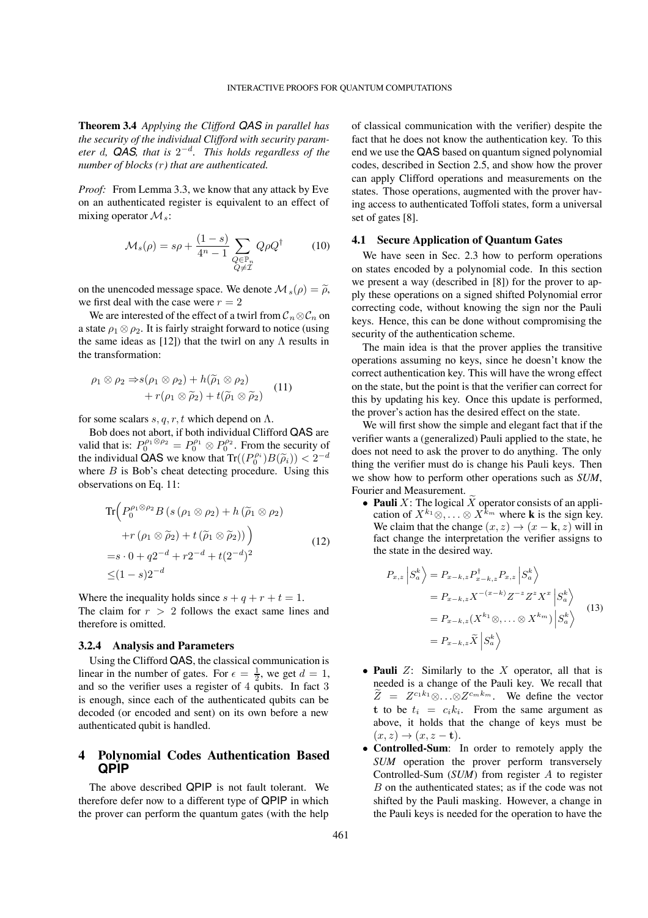**Theorem 3.4** *Applying the Clifford QAS in parallel has the security of the individual Clifford with security parameter d, QAS, that is $2^{-d}$. This holds regardless of the number of blocks (r) that are authenticated.*

*Proof:* From Lemma 3.3, we know that any attack by Eve on an authenticated register is equivalent to an effect of mixing operator $\mathcal{M}_s$:

$$\mathcal{M}_s(\rho) = s\rho + \frac{(1-s)}{4^n - 1} \sum_{\substack{Q \in \mathbb{P}_n \\ Q \neq \mathcal{I}}} Q\rho Q^\dagger \tag{10}$$

on the unencoded message space. We denote $\mathcal{M}_s(\rho) = \widetilde{\rho}$, we first deal with the case were $r = 2$

We are interested of the effect of a twirl from $\mathcal{C}_n \otimes \mathcal{C}_n$ on a state $\rho_1 \otimes \rho_2$. It is fairly straight forward to notice (using the same ideas as [12]) that the twirl on any $\Lambda$ results in the transformation:

$$\begin{aligned}\rho_1 \otimes \rho_2 \Rightarrow & s(\rho_1 \otimes \rho_2) + h(\widetilde{\rho}_1 \otimes \rho_2) \\ & + r(\rho_1 \otimes \widetilde{\rho}_2) + t(\widetilde{\rho}_1 \otimes \widetilde{\rho}_2)\end{aligned} \tag{11}$$

for some scalars $s, q, r, t$ which depend on $\Lambda$.

Bob does not abort, if both individual Clifford QAS are valid that is: $P_0^{\rho_1 \otimes \rho_2} = P_0^{\rho_1} \otimes P_0^{\rho_2}$. From the security of the individual QAS we know that $\mathrm{Tr}((P_0^{\rho_i})B(\widetilde{\rho}_i)) < 2^{-d}$ where $B$ is Bob's cheat detecting procedure. Using this observations on Eq. 11:

$$\begin{aligned}&\mathrm{Tr}\Big(P_0^{\rho_1 \otimes \rho_2} B\left(s\left(\rho_1 \otimes \rho_2\right) + h\left(\widetilde{\rho}_1 \otimes \rho_2\right)\right. \\ &\quad \left. + r\left(\rho_1 \otimes \widetilde{\rho}_2\right) + t\left(\widetilde{\rho}_1 \otimes \widetilde{\rho}_2\right)\right)\Big) \\ &= s \cdot 0 + q2^{-d} + r2^{-d} + t(2^{-d})^2 \\ &\leq (1-s)2^{-d}\end{aligned} \tag{12}$$

Where the inequality holds since $s + q + r + t = 1$.
The claim for $r > 2$ follows the exact same lines and therefore is omitted.

#### 3.2.4 Analysis and Parameters

Using the Clifford QAS, the classical communication is linear in the number of gates. For $\epsilon = \frac{1}{2}$, we get $d = 1$, and so the verifier uses a register of 4 qubits. In fact 3 is enough, since each of the authenticated qubits can be decoded (or encoded and sent) on its own before a new authenticated qubit is handled.

## 4 Polynomial Codes Authentication Based QPIP

The above described QPIP is not fault tolerant. We therefore defer now to a different type of QPIP in which the prover can perform the quantum gates (with the help of classical communication with the verifier) despite the fact that he does not know the authentication key. To this end we use the QAS based on quantum signed polynomial codes, described in Section 2.5, and show how the prover can apply Clifford operations and measurements on the states. Those operations, augmented with the prover having access to authenticated Toffoli states, form a universal set of gates [8].

### 4.1 Secure Application of Quantum Gates

We have seen in Sec. 2.3 how to perform operations on states encoded by a polynomial code. In this section we present a way (described in [8]) for the prover to apply these operations on a signed shifted Polynomial error correcting code, without knowing the sign nor the Pauli keys. Hence, this can be done without compromising the security of the authentication scheme.

The main idea is that the prover applies the transitive operations assuming no keys, since he doesn't know the correct authentication key. This will have the wrong effect on the state, but the point is that the verifier can correct for this by updating his key. Once this update is performed, the prover's action has the desired effect on the state.

We will first show the simple and elegant fact that if the verifier wants a (generalized) Pauli applied to the state, he does not need to ask the prover to do anything. The only thing the verifier must do is change his Pauli keys. Then we show how to perform other operations such as *SUM*, Fourier and Measurement.

- **Pauli** $X$: The logical $\widetilde{X}$ operator consists of an application of $X^{k_1} \otimes, \ldots \otimes X^{k_m}$ where $\mathbf{k}$ is the sign key. We claim that the change $(x, z) \to (x - \mathbf{k}, z)$ will in fact change the interpretation the verifier assigns to the state in the desired way.

$$\begin{aligned}P_{x,z}\left|S_a^k\right\rangle &= P_{x-k,z} P_{x-k,z}^\dagger P_{x,z}\left|S_a^k\right\rangle \\ &= P_{x-k,z} X^{-(x-k)} Z^{-z} Z^z X^x \left|S_a^k\right\rangle \\ &= P_{x-k,z}(X^{k_1} \otimes, \ldots \otimes X^{k_m})\left|S_a^k\right\rangle \\ &= P_{x-k,z}\widetilde{X}\left|S_a^k\right\rangle\end{aligned} \tag{13}$$

- **Pauli** $Z$: Similarly to the $X$ operator, all that is needed is a change of the Pauli key. We recall that $\widetilde{Z} = Z^{c_1 k_1} \otimes \ldots \otimes Z^{c_m k_m}$. We define the vector $\mathbf{t}$ to be $t_i = c_i k_i$. From the same argument as above, it holds that the change of keys must be $(x, z) \to (x, z - \mathbf{t})$.
- **Controlled-Sum**: In order to remotely apply the *SUM* operation the prover perform transversely Controlled-Sum (*SUM*) from register $A$ to register $B$ on the authenticated states; as if the code was not shifted by the Pauli masking. However, a change in the Pauli keys is needed for the operation to have the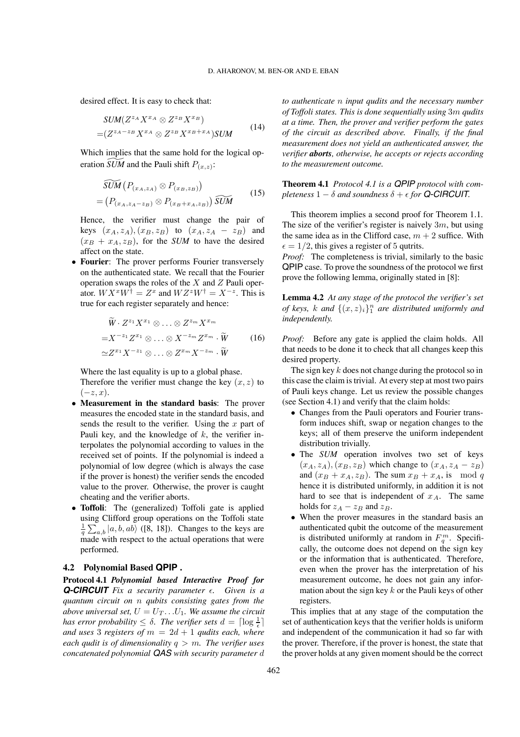desired effect. It is easy to check that:

$$
\begin{aligned}
&SUM(Z^{z_A}X^{x_A} \otimes Z^{z_B}X^{x_B}) \\
=&(Z^{z_A - z_B}X^{x_A} \otimes Z^{z_B}X^{x_B + x_A})SUM
\end{aligned} \tag{14}
$$

Which implies that the same hold for the logical operation $\widetilde{SUM}$ and the Pauli shift $P_{(x,z)}$:

$$
\begin{aligned}
&\widetilde{SUM}\left(P_{(x_A,z_A)} \otimes P_{(x_B,z_B)}\right) \\
=&\left(P_{(x_A,z_A-z_B)} \otimes P_{(x_B+x_A,z_B)}\right)\widetilde{SUM}
\end{aligned} \tag{15}
$$

Hence, the verifier must change the pair of keys $(x_A, z_A), (x_B, z_B)$ to $(x_A, z_A - z_B)$ and $(x_B + x_A, z_B)$, for the *SUM* to have the desired affect on the state.

- **Fourier**: The prover performs Fourier transversely on the authenticated state. We recall that the Fourier operation swaps the roles of the $X$ and $Z$ Pauli operator. $WX^xW^\dagger = Z^x$ and $WZ^zW^\dagger = X^{-z}$. This is true for each register separately and hence:

$$
\begin{aligned}
&\widetilde{W} \cdot Z^{z_1}X^{x_1} \otimes \ldots \otimes Z^{z_m}X^{x_m} \\
=&X^{-z_1}Z^{x_1} \otimes \ldots \otimes X^{-z_m}Z^{x_m} \cdot \widetilde{W} \\
\simeq&Z^{x_1}X^{-z_1} \otimes \ldots \otimes Z^{x_m}X^{-z_m} \cdot \widetilde{W}
\end{aligned} \tag{16}
$$

Where the last equality is up to a global phase.
Therefore the verifier must change the key $(x, z)$ to $(-z, x)$.

- **Measurement in the standard basis**: The prover measures the encoded state in the standard basis, and sends the result to the verifier. Using the $x$ part of Pauli key, and the knowledge of $k$, the verifier interpolates the polynomial according to values in the received set of points. If the polynomial is indeed a polynomial of low degree (which is always the case if the prover is honest) the verifier sends the encoded value to the prover. Otherwise, the prover is caught cheating and the verifier aborts.
- **Toffoli**: The (generalized) Toffoli gate is applied using Clifford group operations on the Toffoli state $\frac{1}{q}\sum_{a,b}|a, b, ab\rangle$ ([8, 18]). Changes to the keys are made with respect to the actual operations that were performed.

### 4.2 Polynomial Based QPIP .

**Protocol 4.1** ***Polynomial based Interactive Proof for Q-CIRCUIT*** *Fix a security parameter $\epsilon$. Given is a quantum circuit on $n$ qubits consisting gates from the above universal set, $U = U_T \ldots U_1$. We assume the circuit has error probability $\leq \delta$. The verifier sets $d = \lceil \log \frac{1}{\epsilon} \rceil$ and uses 3 registers of $m = 2d + 1$ qudits each, where each qudit is of dimensionality $q > m$. The verifier uses concatenated polynomial QAS with security parameter $d$ to authenticate $n$ input qudits and the necessary number of Toffoli states. This is done sequentially using $3m$ qudits at a time. Then, the prover and verifier perform the gates of the circuit as described above. Finally, if the final measurement does not yield an authenticated answer, the verifier* ***aborts***, *otherwise, he accepts or rejects according to the measurement outcome.*

**Theorem 4.1** *Protocol 4.1 is a QPIP protocol with completeness $1 - \delta$ and soundness $\delta + \epsilon$ for Q-CIRCUIT.*

This theorem implies a second proof for Theorem 1.1. The size of the verifier's register is naively $3m$, but using the same idea as in the Clifford case, $m + 2$ suffice. With $\epsilon = 1/2$, this gives a register of 5 qutrits.

*Proof:* The completeness is trivial, similarly to the basic QPIP case. To prove the soundness of the protocol we first prove the following lemma, originally stated in [8]:

**Lemma 4.2** *At any stage of the protocol the verifier's set of keys, $k$ and $\{(x, z)_i\}_1^n$ are distributed uniformly and independently.*

*Proof:* Before any gate is applied the claim holds. All that needs to be done it to check that all changes keep this desired property.

The sign key $k$ does not change during the protocol so in this case the claim is trivial. At every step at most two pairs of Pauli keys change. Let us review the possible changes (see Section 4.1) and verify that the claim holds:

- Changes from the Pauli operators and Fourier transform induces shift, swap or negation changes to the keys; all of them preserve the uniform independent distribution trivially.
- The *SUM* operation involves two set of keys $(x_A, z_A), (x_B, z_B)$ which change to $(x_A, z_A - z_B)$ and $(x_B + x_A, z_B)$. The sum $x_B + x_A$, is $\mod q$ hence it is distributed uniformly, in addition it is not hard to see that is independent of $x_A$. The same holds for $z_A - z_B$ and $z_B$.
- When the prover measures in the standard basis an authenticated qubit the outcome of the measurement is distributed uniformly at random in $F_q^m$. Specifically, the outcome does not depend on the sign key or the information that is authenticated. Therefore, even when the prover has the interpretation of his measurement outcome, he does not gain any information about the sign key $k$ or the Pauli keys of other registers.

This implies that at any stage of the computation the set of authentication keys that the verifier holds is uniform and independent of the communication it had so far with the prover. Therefore, if the prover is honest, the state that the prover holds at any given moment should be the correct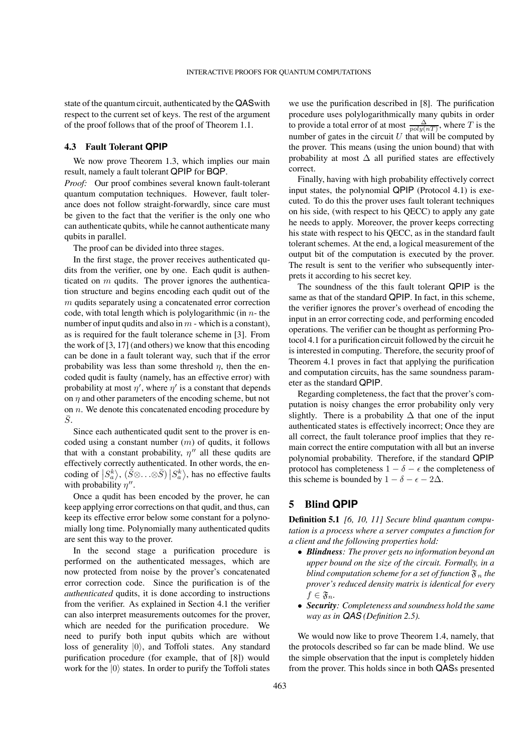state of the quantum circuit, authenticated by the QAS with respect to the current set of keys. The rest of the argument of the proof follows that of the proof of Theorem 1.1.

### 4.3 Fault Tolerant QPIP

We now prove Theorem 1.3, which implies our main result, namely a fault tolerant QPIP for BQP.

*Proof:* Our proof combines several known fault-tolerant quantum computation techniques. However, fault tolerance does not follow straight-forwardly, since care must be given to the fact that the verifier is the only one who can authenticate qubits, while he cannot authenticate many qubits in parallel.

The proof can be divided into three stages.

In the first stage, the prover receives authenticated qudits from the verifier, one by one. Each qudit is authenticated on $m$ qudits. The prover ignores the authentication structure and begins encoding each qudit out of the $m$ qudits separately using a concatenated error correction code, with total length which is polylogarithmic (in $n$- the number of input qudits and also in $m$ - which is a constant), as is required for the fault tolerance scheme in [3]. From the work of [3, 17] (and others) we know that this encoding can be done in a fault tolerant way, such that if the error probability was less than some threshold $\eta$, then the encoded qudit is faulty (namely, has an effective error) with probability at most $\eta'$, where $\eta'$ is a constant that depends on $\eta$ and other parameters of the encoding scheme, but not on $n$. We denote this concatenated encoding procedure by $\bar{S}$.

Since each authenticated qudit sent to the prover is encoded using a constant number ($m$) of qudits, it follows that with a constant probability, $\eta''$ all these qudits are effectively correctly authenticated. In other words, the encoding of $\left|S_a^k\right\rangle$, $(\bar{S}\otimes\ldots\otimes\bar{S})\left|S_a^k\right\rangle$, has no effective faults with probability $\eta''$.

Once a qudit has been encoded by the prover, he can keep applying error corrections on that qudit, and thus, can keep its effective error below some constant for a polynomially long time. Polynomially many authenticated qudits are sent this way to the prover.

In the second stage a purification procedure is performed on the authenticated messages, which are now protected from noise by the prover's concatenated error correction code. Since the purification is of the *authenticated* qudits, it is done according to instructions from the verifier. As explained in Section 4.1 the verifier can also interpret measurements outcomes for the prover, which are needed for the purification procedure. We need to purify both input qubits which are without loss of generality $|0\rangle$, and Toffoli states. Any standard purification procedure (for example, that of [8]) would work for the $|0\rangle$ states. In order to purify the Toffoli states we use the purification described in [8]. The purification procedure uses polylogarithmically many qubits in order to provide a total error of at most $\frac{\Delta}{poly(nT)}$, where $T$ is the number of gates in the circuit $U$ that will be computed by the prover. This means (using the union bound) that with probability at most $\Delta$ all purified states are effectively correct.

Finally, having with high probability effectively correct input states, the polynomial QPIP (Protocol 4.1) is executed. To do this the prover uses fault tolerant techniques on his side, (with respect to his QECC) to apply any gate he needs to apply. Moreover, the prover keeps correcting his state with respect to his QECC, as in the standard fault tolerant schemes. At the end, a logical measurement of the output bit of the computation is executed by the prover. The result is sent to the verifier who subsequently interprets it according to his secret key.

The soundness of the this fault tolerant QPIP is the same as that of the standard QPIP. In fact, in this scheme, the verifier ignores the prover's overhead of encoding the input in an error correcting code, and performing encoded operations. The verifier can be thought as performing Protocol 4.1 for a purification circuit followed by the circuit he is interested in computing. Therefore, the security proof of Theorem 4.1 proves in fact that applying the purification and computation circuits, has the same soundness parameter as the standard QPIP.

Regarding completeness, the fact that the prover's computation is noisy changes the error probability only very slightly. There is a probability $\Delta$ that one of the input authenticated states is effectively incorrect; Once they are all correct, the fault tolerance proof implies that they remain correct the entire computation with all but an inverse polynomial probability. Therefore, if the standard QPIP protocol has completeness $1-\delta-\epsilon$ the completeness of this scheme is bounded by $1-\delta-\epsilon-2\Delta$.

## 5 Blind QPIP

**Definition 5.1** *[6, 10, 11] Secure blind quantum computation is a process where a server computes a function for a client and the following properties hold:*

- ***Blindness**: The prover gets no information beyond an upper bound on the size of the circuit. Formally, in a blind computation scheme for a set of function $\mathfrak{F}_n$ the prover's reduced density matrix is identical for every $f \in \mathfrak{F}_n$.*
- ***Security**: Completeness and soundness hold the same way as in QAS (Definition 2.5).*

We would now like to prove Theorem 1.4, namely, that the protocols described so far can be made blind. We use the simple observation that the input is completely hidden from the prover. This holds since in both QASs presented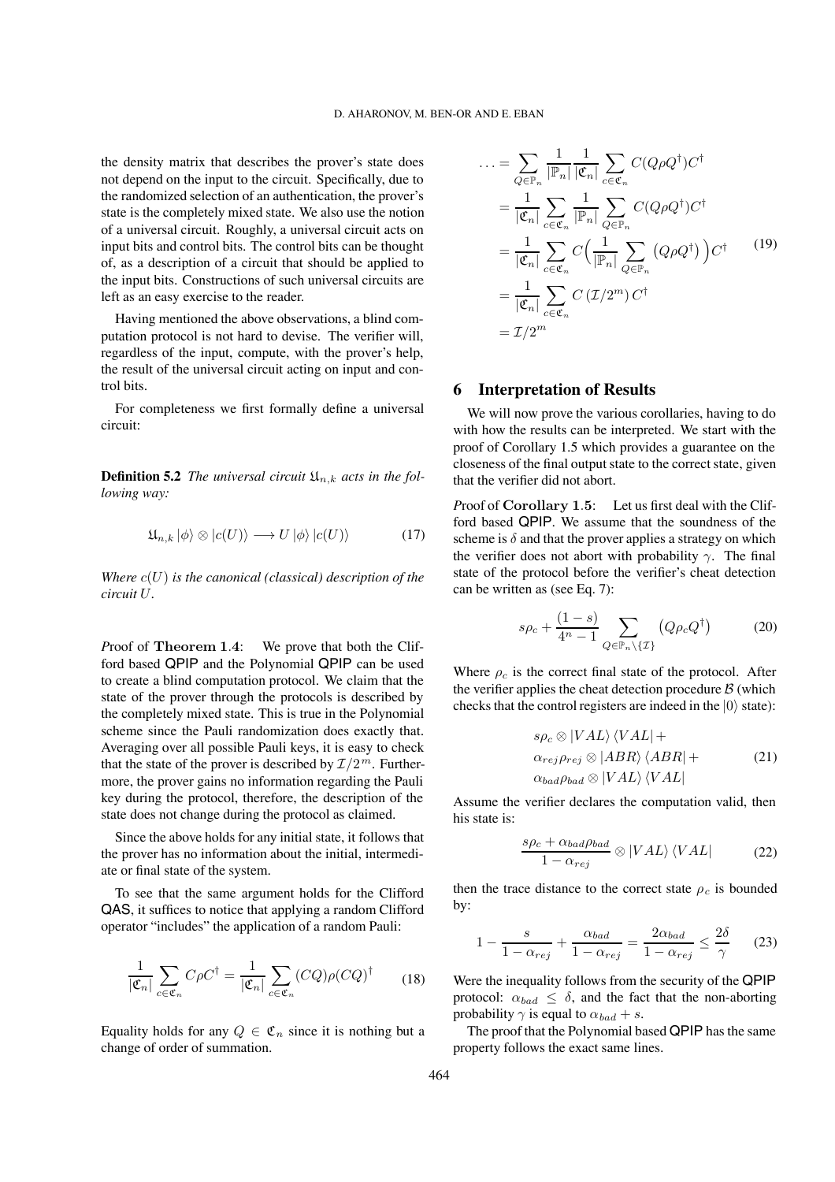the density matrix that describes the prover's state does not depend on the input to the circuit. Specifically, due to the randomized selection of an authentication, the prover's state is the completely mixed state. We also use the notion of a universal circuit. Roughly, a universal circuit acts on input bits and control bits. The control bits can be thought of, as a description of a circuit that should be applied to the input bits. Constructions of such universal circuits are left as an easy exercise to the reader.

Having mentioned the above observations, a blind computation protocol is not hard to devise. The verifier will, regardless of the input, compute, with the prover's help, the result of the universal circuit acting on input and control bits.

For completeness we first formally define a universal circuit:

**Definition 5.2** *The universal circuit $\mathfrak{U}_{n,k}$ acts in the following way:*

$$\mathfrak{U}_{n,k} |\phi\rangle \otimes |c(U)\rangle \longrightarrow U |\phi\rangle |c(U)\rangle \tag{17}$$

*Where $c(U)$ is the canonical (classical) description of the circuit $U$.*

*P*roof of **Theorem 1.4**: We prove that both the Clifford based QPIP and the Polynomial QPIP can be used to create a blind computation protocol. We claim that the state of the prover through the protocols is described by the completely mixed state. This is true in the Polynomial scheme since the Pauli randomization does exactly that. Averaging over all possible Pauli keys, it is easy to check that the state of the prover is described by $\mathcal{I}/2^m$. Furthermore, the prover gains no information regarding the Pauli key during the protocol, therefore, the description of the state does not change during the protocol as claimed.

Since the above holds for any initial state, it follows that the prover has no information about the initial, intermediate or final state of the system.

To see that the same argument holds for the Clifford QAS, it suffices to notice that applying a random Clifford operator "includes" the application of a random Pauli:

$$\frac{1}{|\mathfrak{C}_n|} \sum_{c \in \mathfrak{C}_n} C\rho C^\dagger = \frac{1}{|\mathfrak{C}_n|} \sum_{c \in \mathfrak{C}_n} (CQ)\rho(CQ)^\dagger \tag{18}$$

Equality holds for any $Q \in \mathfrak{C}_n$ since it is nothing but a change of order of summation.

$$\begin{aligned}
\ldots &= \sum_{Q \in \mathbb{P}_n} \frac{1}{|\mathbb{P}_n|} \frac{1}{|\mathfrak{C}_n|} \sum_{c \in \mathfrak{C}_n} C(Q\rho Q^\dagger)C^\dagger \\
&= \frac{1}{|\mathfrak{C}_n|} \sum_{c \in \mathfrak{C}_n} \frac{1}{|\mathbb{P}_n|} \sum_{Q \in \mathbb{P}_n} C(Q\rho Q^\dagger)C^\dagger \\
&= \frac{1}{|\mathfrak{C}_n|} \sum_{c \in \mathfrak{C}_n} C\Big(\frac{1}{|\mathbb{P}_n|} \sum_{Q \in \mathbb{P}_n} \big(Q\rho Q^\dagger\big)\Big)C^\dagger \\
&= \frac{1}{|\mathfrak{C}_n|} \sum_{c \in \mathfrak{C}_n} C\left(\mathcal{I}/2^m\right)C^\dagger \\
&= \mathcal{I}/2^m
\end{aligned} \tag{19}$$

## 6 Interpretation of Results

We will now prove the various corollaries, having to do with how the results can be interpreted. We start with the proof of Corollary 1.5 which provides a guarantee on the closeness of the final output state to the correct state, given that the verifier did not abort.

*P*roof of **Corollary 1.5**: Let us first deal with the Clifford based QPIP. We assume that the soundness of the scheme is $\delta$ and that the prover applies a strategy on which the verifier does not abort with probability $\gamma$. The final state of the protocol before the verifier's cheat detection can be written as (see Eq. 7):

$$s\rho_c + \frac{(1-s)}{4^n - 1} \sum_{Q \in \mathbb{P}_n \setminus \{\mathcal{I}\}} \big(Q\rho_c Q^\dagger\big) \tag{20}$$

Where $\rho_c$ is the correct final state of the protocol. After the verifier applies the cheat detection procedure $\mathcal{B}$ (which checks that the control registers are indeed in the $|0\rangle$ state):

$$\begin{aligned}
&s\rho_c \otimes |VAL\rangle \langle VAL| + \\
&\alpha_{rej}\rho_{rej} \otimes |ABR\rangle \langle ABR| + \\
&\alpha_{bad}\rho_{bad} \otimes |VAL\rangle \langle VAL|
\end{aligned} \tag{21}$$

Assume the verifier declares the computation valid, then his state is:

$$\frac{s\rho_c + \alpha_{bad}\rho_{bad}}{1 - \alpha_{rej}} \otimes |VAL\rangle \langle VAL| \tag{22}$$

then the trace distance to the correct state $\rho_c$ is bounded by:

$$1 - \frac{s}{1 - \alpha_{rej}} + \frac{\alpha_{bad}}{1 - \alpha_{rej}} = \frac{2\alpha_{bad}}{1 - \alpha_{rej}} \leq \frac{2\delta}{\gamma} \tag{23}$$

Were the inequality follows from the security of the QPIP protocol: $\alpha_{bad} \leq \delta$, and the fact that the non-aborting probability $\gamma$ is equal to $\alpha_{bad} + s$.

The proof that the Polynomial based QPIP has the same property follows the exact same lines.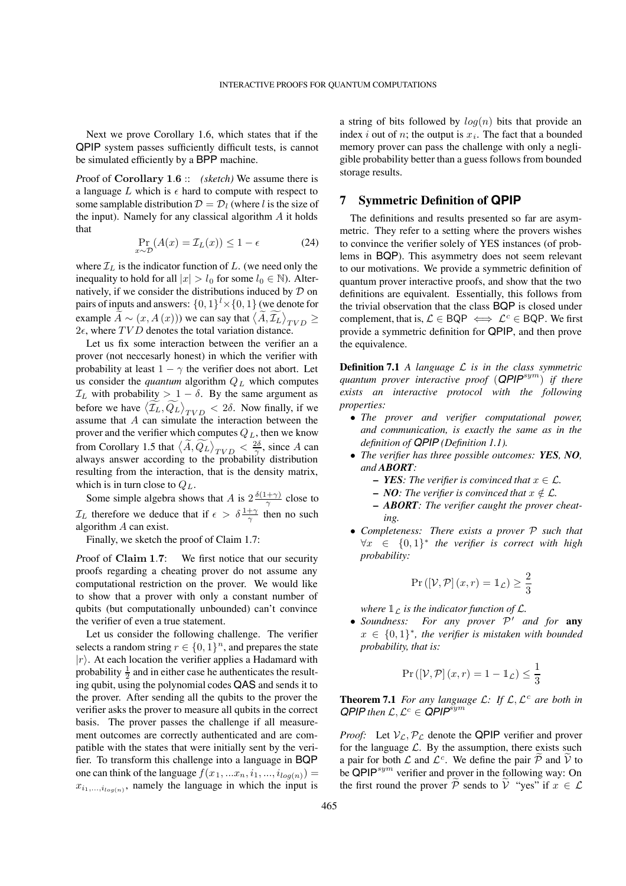Next we prove Corollary 1.6, which states that if the QPIP system passes sufficiently difficult tests, is cannot be simulated efficiently by a BPP machine.

*P*roof of **Corollary 1.6** :: *(sketch)* We assume there is a language $L$ which is $\epsilon$ hard to compute with respect to some samplable distribution $\mathcal{D} = \mathcal{D}_l$ (where $l$ is the size of the input). Namely for any classical algorithm $A$ it holds that

$$\Pr_{x \sim \mathcal{D}}(A(x) = \mathcal{I}_L(x)) \leq 1 - \epsilon \tag{24}$$

where $\mathcal{I}_L$ is the indicator function of $L$. (we need only the inequality to hold for all $|x| > l_0$ for some $l_0 \in \mathbb{N}$). Alternatively, if we consider the distributions induced by $\mathcal{D}$ on pairs of inputs and answers: $\{0,1\}^l \times \{0,1\}$ (we denote for example $\widetilde{A} \sim (x, A(x))$) we can say that $\langle \widetilde{A}, \widetilde{\mathcal{I}_L} \rangle_{TVD} \geq 2\epsilon$, where $TVD$ denotes the total variation distance.

Let us fix some interaction between the verifier an a prover (not neccesarly honest) in which the verifier with probability at least $1 - \gamma$ the verifier does not abort. Let us consider the *quantum* algorithm $Q_L$ which computes $\mathcal{I}_L$ with probability $> 1 - \delta$. By the same argument as before we have $\langle \widetilde{\mathcal{I}_L}, \widetilde{Q_L} \rangle_{TVD} < 2\delta$. Now finally, if we assume that $A$ can simulate the interaction between the prover and the verifier which computes $Q_L$, then we know from Corollary 1.5 that $\langle \widetilde{A}, \widetilde{Q_L} \rangle_{TVD} < \frac{2\delta}{\gamma}$, since $A$ can always answer according to the probability distribution resulting from the interaction, that is the density matrix, which is in turn close to $Q_L$.

Some simple algebra shows that $A$ is $2\frac{\delta(1+\gamma)}{\gamma}$ close to $\mathcal{I}_L$ therefore we deduce that if $\epsilon > \delta\frac{1+\gamma}{\gamma}$ then no such algorithm $A$ can exist.

Finally, we sketch the proof of Claim 1.7:

*P*roof of **Claim 1.7**: We first notice that our security proofs regarding a cheating prover do not assume any computational restriction on the prover. We would like to show that a prover with only a constant number of qubits (but computationally unbounded) can't convince the verifier of even a true statement.

Let us consider the following challenge. The verifier selects a random string $r \in \{0,1\}^n$, and prepares the state $|r\rangle$. At each location the verifier applies a Hadamard with probability $\frac{1}{2}$ and in either case he authenticates the resulting qubit, using the polynomial codes QAS and sends it to the prover. After sending all the qubits to the prover the verifier asks the prover to measure all qubits in the correct basis. The prover passes the challenge if all measurement outcomes are correctly authenticated and are compatible with the states that were initially sent by the verifier. To transform this challenge into a language in BQP one can think of the language $f(x_1, ...x_n, i_1, ..., i_{log(n)}) = x_{i_1,...,i_{log(n)}}$, namely the language in which the input is a string of bits followed by $log(n)$ bits that provide an index $i$ out of $n$; the output is $x_i$. The fact that a bounded memory prover can pass the challenge with only a negligible probability better than a guess follows from bounded storage results.

## 7 Symmetric Definition of QPIP

The definitions and results presented so far are asymmetric. They refer to a setting where the provers wishes to convince the verifier solely of YES instances (of problems in BQP). This asymmetry does not seem relevant to our motivations. We provide a symmetric definition of quantum prover interactive proofs, and show that the two definitions are equivalent. Essentially, this follows from the trivial observation that the class BQP is closed under complement, that is, $\mathcal{L} \in \mathsf{BQP} \iff \mathcal{L}^c \in \mathsf{BQP}$. We first provide a symmetric definition for QPIP, and then prove the equivalence.

**Definition 7.1** *A language $\mathcal{L}$ is in the class symmetric quantum prover interactive proof ($\mathsf{QPIP}^{sym}$) if there exists an interactive protocol with the following properties:*

- *The prover and verifier computational power, and communication, is exactly the same as in the definition of QPIP (Definition 1.1).*
- *The verifier has three possible outcomes: **YES**, **NO**, and **ABORT**:*
  - ***YES**: The verifier is convinced that $x \in \mathcal{L}$.*
  - ***NO**: The verifier is convinced that $x \notin \mathcal{L}$.*
  - ***ABORT**: The verifier caught the prover cheating.*
- *Completeness: There exists a prover $\mathcal{P}$ such that $\forall x \in \{0,1\}^*$ the verifier is correct with high probability:*

$$\Pr\left([\mathcal{V}, \mathcal{P}](x, r) = \mathbb{1}_{\mathcal{L}}\right) \geq \frac{2}{3}$$

*where $\mathbb{1}_{\mathcal{L}}$ is the indicator function of $\mathcal{L}$.*

- *Soundness: For any prover $\mathcal{P}'$ and for* **any** *$x \in \{0,1\}^*$, the verifier is mistaken with bounded probability, that is:*

$$\Pr\left([\mathcal{V}, \mathcal{P}](x, r) = 1 - \mathbb{1}_{\mathcal{L}}\right) \leq \frac{1}{3}$$

**Theorem 7.1** *For any language $\mathcal{L}$: If $\mathcal{L}, \mathcal{L}^c$ are both in QPIP then $\mathcal{L}, \mathcal{L}^c \in \mathsf{QPIP}^{sym}$*

*Proof:* Let $\mathcal{V}_{\mathcal{L}}, \mathcal{P}_{\mathcal{L}}$ denote the QPIP verifier and prover for the language $\mathcal{L}$. By the assumption, there exists such a pair for both $\mathcal{L}$ and $\mathcal{L}^c$. We define the pair $\widetilde{\mathcal{P}}$ and $\widetilde{\mathcal{V}}$ to be $\mathsf{QPIP}^{sym}$ verifier and prover in the following way: On the first round the prover $\widetilde{\mathcal{P}}$ sends to $\widetilde{\mathcal{V}}$ "yes" if $x \in \mathcal{L}$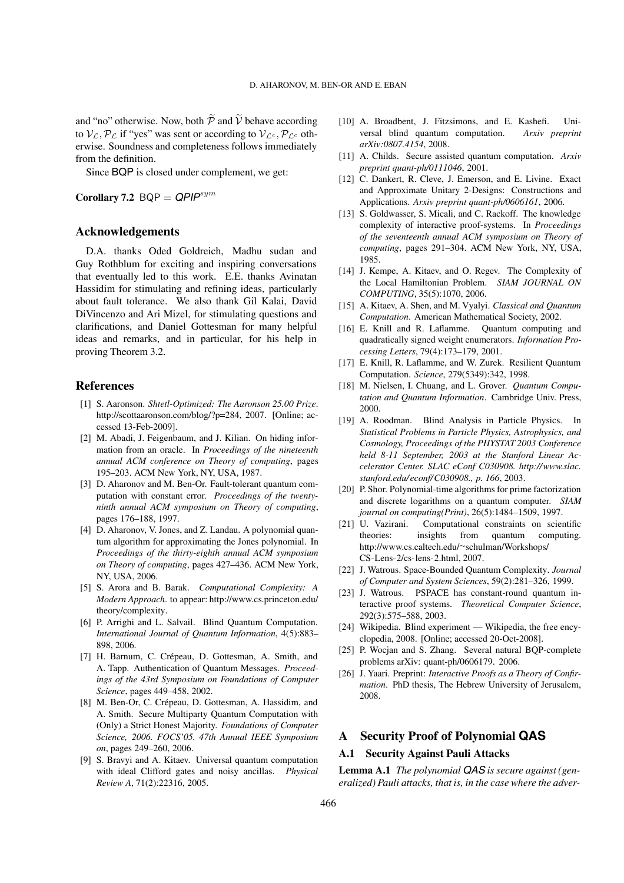and "no" otherwise. Now, both $\widetilde{\mathcal{P}}$ and $\widetilde{\mathcal{V}}$ behave according to $\mathcal{V}_{\mathcal{L}}, \mathcal{P}_{\mathcal{L}}$ if "yes" was sent or according to $\mathcal{V}_{\mathcal{L}^c}, \mathcal{P}_{\mathcal{L}^c}$ otherwise. Soundness and completeness follows immediately from the definition.

Since BQP is closed under complement, we get:

**Corollary 7.2** BQP $=$ *QPIP*$^{sym}$

## Acknowledgements

D.A. thanks Oded Goldreich, Madhu sudan and Guy Rothblum for exciting and inspiring conversations that eventually led to this work. E.E. thanks Avinatan Hassidim for stimulating and refining ideas, particularly about fault tolerance. We also thank Gil Kalai, David DiVincenzo and Ari Mizel, for stimulating questions and clarifications, and Daniel Gottesman for many helpful ideas and remarks, and in particular, for his help in proving Theorem 3.2.

## References

[1] S. Aaronson. *Shtetl-Optimized: The Aaronson 25.00 Prize*. http://scottaaronson.com/blog/?p=284, 2007. [Online; accessed 13-Feb-2009].

[2] M. Abadi, J. Feigenbaum, and J. Kilian. On hiding information from an oracle. In *Proceedings of the nineteenth annual ACM conference on Theory of computing*, pages 195–203. ACM New York, NY, USA, 1987.

[3] D. Aharonov and M. Ben-Or. Fault-tolerant quantum computation with constant error. *Proceedings of the twenty-ninth annual ACM symposium on Theory of computing*, pages 176–188, 1997.

[4] D. Aharonov, V. Jones, and Z. Landau. A polynomial quantum algorithm for approximating the Jones polynomial. In *Proceedings of the thirty-eighth annual ACM symposium on Theory of computing*, pages 427–436. ACM New York, NY, USA, 2006.

[5] S. Arora and B. Barak. *Computational Complexity: A Modern Approach*. to appear: http://www.cs.princeton.edu/theory/complexity.

[6] P. Arrighi and L. Salvail. Blind Quantum Computation. *International Journal of Quantum Information*, 4(5):883–898, 2006.

[7] H. Barnum, C. Crépeau, D. Gottesman, A. Smith, and A. Tapp. Authentication of Quantum Messages. *Proceedings of the 43rd Symposium on Foundations of Computer Science*, pages 449–458, 2002.

[8] M. Ben-Or, C. Crépeau, D. Gottesman, A. Hassidim, and A. Smith. Secure Multiparty Quantum Computation with (Only) a Strict Honest Majority. *Foundations of Computer Science, 2006. FOCS'05. 47th Annual IEEE Symposium on*, pages 249–260, 2006.

[9] S. Bravyi and A. Kitaev. Universal quantum computation with ideal Clifford gates and noisy ancillas. *Physical Review A*, 71(2):22316, 2005.

[10] A. Broadbent, J. Fitzsimons, and E. Kashefi. Universal blind quantum computation. *Arxiv preprint arXiv:0807.4154*, 2008.

[11] A. Childs. Secure assisted quantum computation. *Arxiv preprint quant-ph/0111046*, 2001.

[12] C. Dankert, R. Cleve, J. Emerson, and E. Livine. Exact and Approximate Unitary 2-Designs: Constructions and Applications. *Arxiv preprint quant-ph/0606161*, 2006.

[13] S. Goldwasser, S. Micali, and C. Rackoff. The knowledge complexity of interactive proof-systems. In *Proceedings of the seventeenth annual ACM symposium on Theory of computing*, pages 291–304. ACM New York, NY, USA, 1985.

[14] J. Kempe, A. Kitaev, and O. Regev. The Complexity of the Local Hamiltonian Problem. *SIAM JOURNAL ON COMPUTING*, 35(5):1070, 2006.

[15] A. Kitaev, A. Shen, and M. Vyalyi. *Classical and Quantum Computation*. American Mathematical Society, 2002.

[16] E. Knill and R. Laflamme. Quantum computing and quadratically signed weight enumerators. *Information Processing Letters*, 79(4):173–179, 2001.

[17] E. Knill, R. Laflamme, and W. Zurek. Resilient Quantum Computation. *Science*, 279(5349):342, 1998.

[18] M. Nielsen, I. Chuang, and L. Grover. *Quantum Computation and Quantum Information*. Cambridge Univ. Press, 2000.

[19] A. Roodman. Blind Analysis in Particle Physics. In *Statistical Problems in Particle Physics, Astrophysics, and Cosmology, Proceedings of the PHYSTAT 2003 Conference held 8-11 September, 2003 at the Stanford Linear Accelerator Center. SLAC eConf C030908. http://www.slac.stanford.edu/econf/C030908., p. 166*, 2003.

[20] P. Shor. Polynomial-time algorithms for prime factorization and discrete logarithms on a quantum computer. *SIAM journal on computing(Print)*, 26(5):1484–1509, 1997.

[21] U. Vazirani. Computational constraints on scientific theories: insights from quantum computing. http://www.cs.caltech.edu/~schulman/Workshops/CS-Lens-2/cs-lens-2.html, 2007.

[22] J. Watrous. Space-Bounded Quantum Complexity. *Journal of Computer and System Sciences*, 59(2):281–326, 1999.

[23] J. Watrous. PSPACE has constant-round quantum interactive proof systems. *Theoretical Computer Science*, 292(3):575–588, 2003.

[24] Wikipedia. Blind experiment — Wikipedia, the free encyclopedia, 2008. [Online; accessed 20-Oct-2008].

[25] P. Wocjan and S. Zhang. Several natural BQP-complete problems arXiv: quant-ph/0606179. 2006.

[26] J. Yaari. Preprint: *Interactive Proofs as a Theory of Confirmation*. PhD thesis, The Hebrew University of Jerusalem, 2008.

## A Security Proof of Polynomial QAS

### A.1 Security Against Pauli Attacks

**Lemma A.1** *The polynomial QAS is secure against (generalized) Pauli attacks, that is, in the case where the adver-*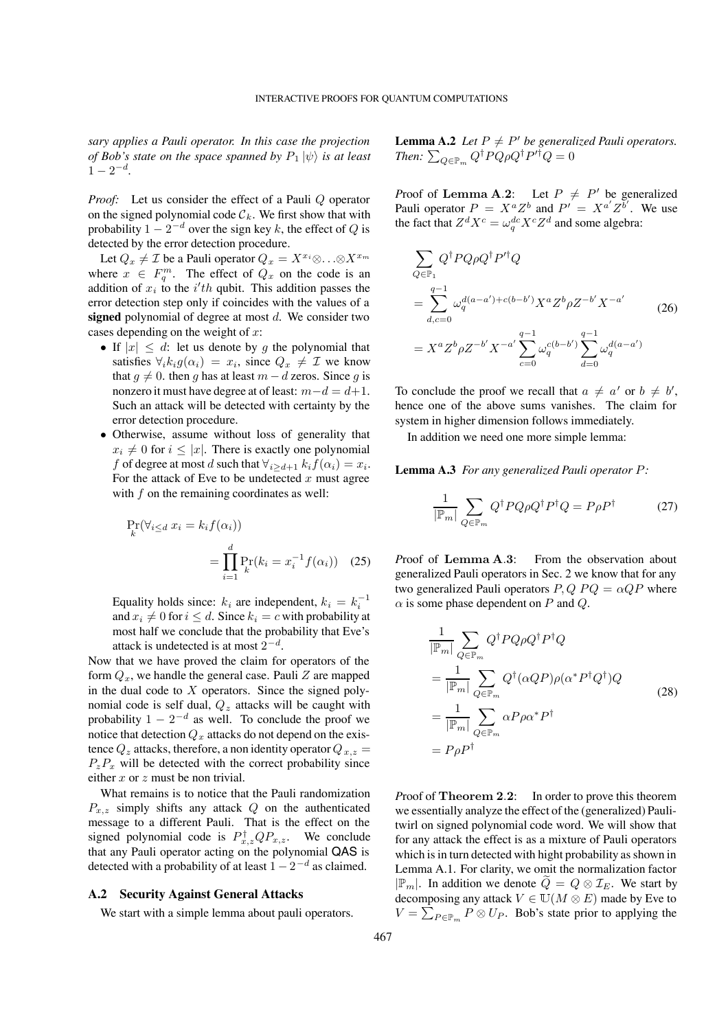*sary applies a Pauli operator. In this case the projection of Bob's state on the space spanned by $P_1 |\psi\rangle$ is at least $1 - 2^{-d}$.*

*Proof:* Let us consider the effect of a Pauli $Q$ operator on the signed polynomial code $\mathcal{C}_k$. We first show that with probability $1 - 2^{-d}$ over the sign key $k$, the effect of $Q$ is detected by the error detection procedure.

Let $Q_x \neq \mathcal{I}$ be a Pauli operator $Q_x = X^{x_i} \otimes \ldots \otimes X^{x_m}$ where $x \in F_q^m$. The effect of $Q_x$ on the code is an addition of $x_i$ to the $i'th$ qubit. This addition passes the error detection step only if coincides with the values of a **signed** polynomial of degree at most $d$. We consider two cases depending on the weight of $x$:

- If $|x| \leq d$: let us denote by $g$ the polynomial that satisfies $\forall_i k_i g(\alpha_i) = x_i$, since $Q_x \neq \mathcal{I}$ we know that $g \neq 0$. then $g$ has at least $m - d$ zeros. Since $g$ is nonzero it must have degree at of least: $m - d = d + 1$. Such an attack will be detected with certainty by the error detection procedure.
- Otherwise, assume without loss of generality that $x_i \neq 0$ for $i \leq |x|$. There is exactly one polynomial $f$ of degree at most $d$ such that $\forall_{i \geq d+1} k_i f(\alpha_i) = x_i$. For the attack of Eve to be undetected $x$ must agree with $f$ on the remaining coordinates as well:

$$\Pr_k(\forall_{i \leq d}\, x_i = k_i f(\alpha_i)) = \prod_{i=1}^{d} \Pr_k(k_i = x_i^{-1} f(\alpha_i)) \quad (25)$$

  Equality holds since: $k_i$ are independent, $k_i = k_i^{-1}$ and $x_i \neq 0$ for $i \leq d$. Since $k_i = c$ with probability at most half we conclude that the probability that Eve's attack is undetected is at most $2^{-d}$.

Now that we have proved the claim for operators of the form $Q_x$, we handle the general case. Pauli $Z$ are mapped in the dual code to $X$ operators. Since the signed polynomial code is self dual, $Q_z$ attacks will be caught with probability $1 - 2^{-d}$ as well. To conclude the proof we notice that detection $Q_x$ attacks do not depend on the existence $Q_z$ attacks, therefore, a non identity operator $Q_{x,z} = P_z P_x$ will be detected with the correct probability since either $x$ or $z$ must be non trivial.

What remains is to notice that the Pauli randomization $P_{x,z}$ simply shifts any attack $Q$ on the authenticated message to a different Pauli. That is the effect on the signed polynomial code is $P_{x,z}^{\dagger} Q P_{x,z}$. We conclude that any Pauli operator acting on the polynomial QAS is detected with a probability of at least $1 - 2^{-d}$ as claimed.

### A.2 Security Against General Attacks

We start with a simple lemma about pauli operators.

**Lemma A.2** *Let $P \neq P'$ be generalized Pauli operators. Then: $\sum_{Q \in \mathbb{P}_m} Q^{\dagger} P Q \rho Q^{\dagger} P'^{\dagger} Q = 0$*

*P*roof of **Lemma A.2**: Let $P \neq P'$ be generalized Pauli operator $P = X^a Z^b$ and $P' = X^{a'} Z^{b'}$. We use the fact that $Z^d X^c = \omega_q^{dc} X^c Z^d$ and some algebra:

$$\begin{aligned}
&\sum_{Q \in \mathbb{P}_1} Q^{\dagger} P Q \rho Q^{\dagger} P'^{\dagger} Q \\
&= \sum_{d,c=0}^{q-1} \omega_q^{d(a-a')+c(b-b')} X^a Z^b \rho Z^{-b'} X^{-a'} \\
&= X^a Z^b \rho Z^{-b'} X^{-a'} \sum_{c=0}^{q-1} \omega_q^{c(b-b')} \sum_{d=0}^{q-1} \omega_q^{d(a-a')}
\end{aligned} \quad (26)$$

To conclude the proof we recall that $a \neq a'$ or $b \neq b'$, hence one of the above sums vanishes. The claim for system in higher dimension follows immediately.

In addition we need one more simple lemma:

**Lemma A.3** *For any generalized Pauli operator $P$:*

$$\frac{1}{|\mathbb{P}_m|} \sum_{Q \in \mathbb{P}_m} Q^{\dagger} P Q \rho Q^{\dagger} P^{\dagger} Q = P \rho P^{\dagger} \quad (27)$$

*P*roof of **Lemma A.3**: From the observation about generalized Pauli operators in Sec. 2 we know that for any two generalized Pauli operators $P, Q$ $PQ = \alpha QP$ where $\alpha$ is some phase dependent on $P$ and $Q$.

$$\begin{aligned}
&\frac{1}{|\mathbb{P}_m|} \sum_{Q \in \mathbb{P}_m} Q^{\dagger} P Q \rho Q^{\dagger} P^{\dagger} Q \\
&= \frac{1}{|\mathbb{P}_m|} \sum_{Q \in \mathbb{P}_m} Q^{\dagger} (\alpha Q P) \rho (\alpha^* P^{\dagger} Q^{\dagger}) Q \\
&= \frac{1}{|\mathbb{P}_m|} \sum_{Q \in \mathbb{P}_m} \alpha P \rho \alpha^* P^{\dagger} \\
&= P \rho P^{\dagger}
\end{aligned} \quad (28)$$

*P*roof of **Theorem 2.2**: In order to prove this theorem we essentially analyze the effect of the (generalized) Pauli-twirl on signed polynomial code word. We will show that for any attack the effect is as a mixture of Pauli operators which is in turn detected with hight probability as shown in Lemma A.1. For clarity, we omit the normalization factor $|\mathbb{P}_m|$. In addition we denote $\widetilde{Q} = Q \otimes \mathcal{I}_E$. We start by decomposing any attack $V \in \mathbb{U}(M \otimes E)$ made by Eve to $V = \sum_{P \in \mathbb{P}_m} P \otimes U_P$. Bob's state prior to applying the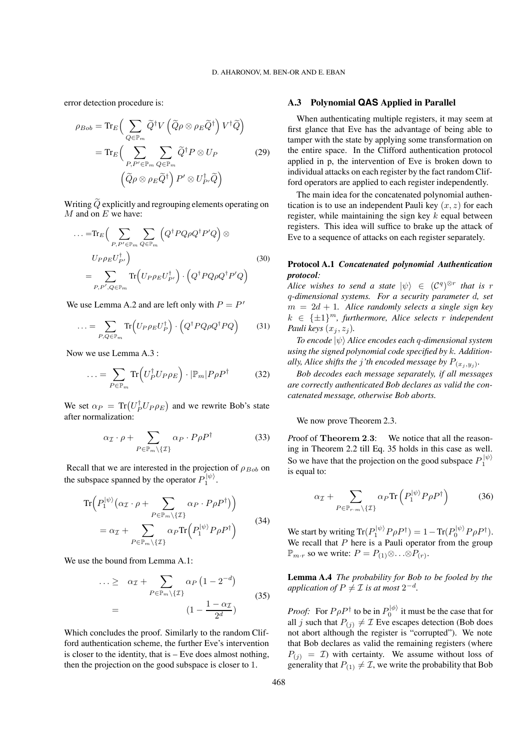error detection procedure is:

$$
\begin{aligned}
\rho_{Bob} &= \mathrm{Tr}_E\Big( \sum_{Q\in\mathbb{P}_m} \widetilde{Q}^\dagger V \left(\widetilde{Q}\rho \otimes \rho_E \widetilde{Q}^\dagger\right) V^\dagger \widetilde{Q}\Big) \\
&= \mathrm{Tr}_E\Big( \sum_{P,P'\in\mathbb{P}_m} \sum_{Q\in\mathbb{P}_m} \widetilde{Q}^\dagger P \otimes U_P \\
&\qquad \left(\widetilde{Q}\rho \otimes \rho_E \widetilde{Q}^\dagger\right) P' \otimes U_{P'}^\dagger \widetilde{Q}\Big)
\end{aligned} \tag{29}
$$

Writing $\widetilde{Q}$ explicitly and regrouping elements operating on $M$ and on $E$ we have:

$$
\begin{aligned}
\ldots =& \mathrm{Tr}_E\Big( \sum_{P,P'\in\mathbb{P}_m} \sum_{Q\in\mathbb{P}_m} \left(Q^\dagger P Q \rho Q^\dagger P' Q\right) \otimes \\
& U_P \rho_E U_{P'}^\dagger \Big) \\
=& \sum_{P,P',Q\in\mathbb{P}_m} \mathrm{Tr}\Big(U_P \rho_E U_{P'}^\dagger\Big) \cdot \Big(Q^\dagger P Q \rho Q^\dagger P' Q\Big)
\end{aligned} \tag{30}
$$

We use Lemma A.2 and are left only with $P = P'$

$$
\ldots = \sum_{P,Q\in\mathbb{P}_m} \mathrm{Tr}\Big(U_P \rho_E U_P^\dagger\Big) \cdot \Big(Q^\dagger P Q \rho Q^\dagger P Q\Big) \tag{31}
$$

Now we use Lemma A.3 :

$$
\ldots = \sum_{P\in\mathbb{P}_m} \mathrm{Tr}\Big(U_P^\dagger U_P \rho_E\Big) \cdot |\mathbb{P}_m| P \rho P^\dagger \tag{32}
$$

We set $\alpha_P = \mathrm{Tr}\big(U_P^\dagger U_P \rho_E\big)$ and we rewrite Bob's state after normalization:

$$
\alpha_{\mathcal{I}} \cdot \rho + \sum_{P\in\mathbb{P}_m\setminus\{\mathcal{I}\}} \alpha_P \cdot P\rho P^\dagger \tag{33}
$$

Recall that we are interested in the projection of $\rho_{Bob}$ on the subspace spanned by the operator $P_1^{|\psi\rangle}$.

$$
\begin{aligned}
&\mathrm{Tr}\Big(P_1^{|\psi\rangle}\big(\alpha_{\mathcal{I}} \cdot \rho + \sum_{P\in\mathbb{P}_m\setminus\{\mathcal{I}\}} \alpha_P \cdot P\rho P^\dagger\big)\Big) \\
&= \alpha_{\mathcal{I}} + \sum_{P\in\mathbb{P}_m\setminus\{\mathcal{I}\}} \alpha_P \mathrm{Tr}\Big(P_1^{|\psi\rangle} P\rho P^\dagger\Big)
\end{aligned} \tag{34}
$$

We use the bound from Lemma A.1:

$$
\begin{aligned}
\ldots \geq &\quad \alpha_{\mathcal{I}} + \sum_{P\in\mathbb{P}_m\setminus\{\mathcal{I}\}} \alpha_P \left(1 - 2^{-d}\right) \\
= &\qquad\qquad (1 - \frac{1-\alpha_{\mathcal{I}}}{2^d})
\end{aligned} \tag{35}
$$

Which concludes the proof. Similarly to the random Clifford authentication scheme, the further Eve's intervention is closer to the identity, that is – Eve does almost nothing, then the projection on the good subspace is closer to 1.

### A.3 Polynomial QAS Applied in Parallel

When authenticating multiple registers, it may seem at first glance that Eve has the advantage of being able to tamper with the state by applying some transformation on the entire space. In the Clifford authentication protocol applied in p, the intervention of Eve is broken down to individual attacks on each register by the fact random Clifford operators are applied to each register independently.

The main idea for the concatenated polynomial authentication is to use an independent Pauli key $(x, z)$ for each register, while maintaining the sign key $k$ equal between registers. This idea will suffice to brake up the attack of Eve to a sequence of attacks on each register separately.

**Protocol A.1** ***Concatenated polynomial Authentication protocol:***
*Alice wishes to send a state $|\psi\rangle \in (\mathcal{C}^q)^{\otimes r}$ that is $r$ $q$-dimensional systems. For a security parameter $d$, set $m = 2d+1$. Alice randomly selects a single sign key $k \in \{\pm 1\}^m$, furthermore, Alice selects $r$ independent Pauli keys $(x_j, z_j)$.*

*To encode $|\psi\rangle$ Alice encodes each $q$-dimensional system using the signed polynomial code specified by $k$. Additionally, Alice shifts the $j$'th encoded message by $P_{(x_j,y_j)}$.*

*Bob decodes each message separately, if all messages are correctly authenticated Bob declares as valid the concatenated message, otherwise Bob aborts.*

We now prove Theorem 2.3.

*Proof of* **Theorem 2.3**: We notice that all the reasoning in Theorem 2.2 till Eq. 35 holds in this case as well. So we have that the projection on the good subspace $P_1^{|\psi\rangle}$ is equal to:

$$
\alpha_{\mathcal{I}} + \sum_{P\in\mathbb{P}_{r\cdot m}\setminus\{\mathcal{I}\}} \alpha_P \mathrm{Tr}\left(P_1^{|\psi\rangle} P\rho P^\dagger\right) \tag{36}
$$

We start by writing $\mathrm{Tr}(P_1^{|\psi\rangle} P\rho P^\dagger) = 1 - \mathrm{Tr}(P_0^{|\psi\rangle} P\rho P^\dagger)$. We recall that $P$ here is a Pauli operator from the group $\mathbb{P}_{m\cdot r}$ so we write: $P = P_{(1)} \otimes \ldots \otimes P_{(r)}$.

**Lemma A.4** *The probability for Bob to be fooled by the application of $P \neq \mathcal{I}$ is at most $2^{-d}$.*

*Proof:* For $P\rho P^\dagger$ to be in $P_0^{|\phi\rangle}$ it must be the case that for all $j$ such that $P_{(j)} \neq \mathcal{I}$ Eve escapes detection (Bob does not abort although the register is "corrupted"). We note that Bob declares as valid the remaining registers (where $P_{(j)} = \mathcal{I}$) with certainty. We assume without loss of generality that $P_{(1)} \neq \mathcal{I}$, we write the probability that Bob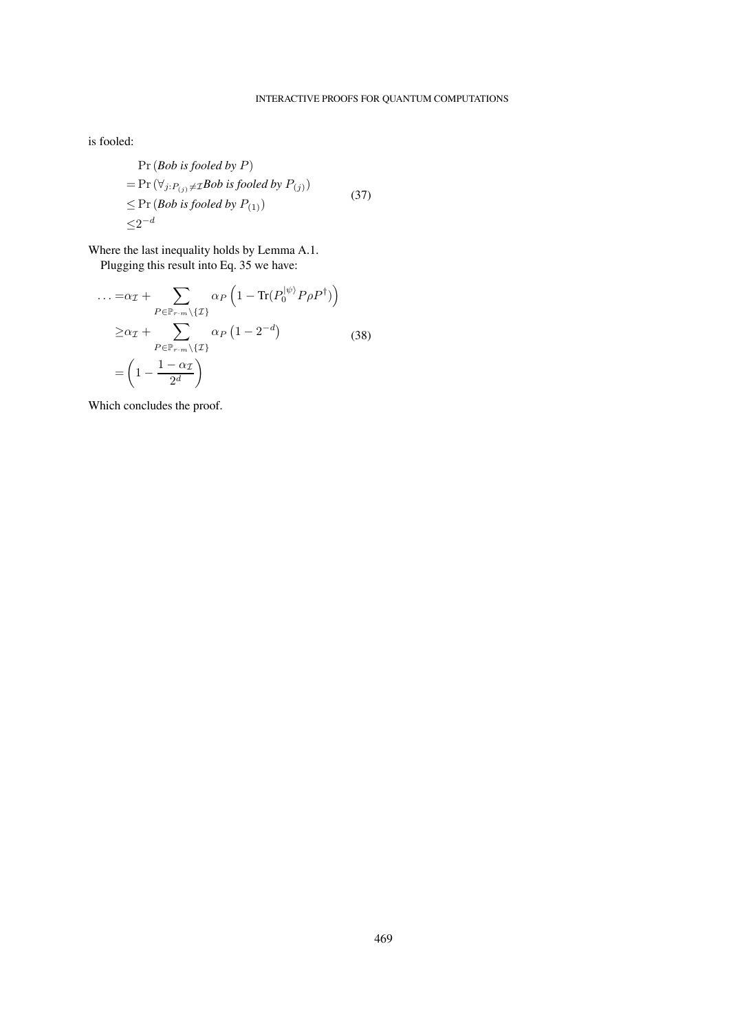is fooled:

$$
\begin{aligned}
& \Pr\left(\textit{Bob is fooled by } P\right) \\
= & \Pr\left(\forall_{j:P_{(j)}\neq\mathcal{I}} \textit{Bob is fooled by } P_{(j)}\right) \\
\leq & \Pr\left(\textit{Bob is fooled by } P_{(1)}\right) \\
\leq & 2^{-d}
\end{aligned}
\tag{37}
$$

Where the last inequality holds by Lemma A.1.

Plugging this result into Eq. 35 we have:

$$
\begin{aligned}
\ldots = & \alpha_{\mathcal{I}} + \sum_{P\in\mathbb{P}_{r\cdot m}\setminus\{\mathcal{I}\}} \alpha_P \left(1 - \mathrm{Tr}(P_0^{|\psi\rangle} P\rho P^{\dagger})\right) \\
\geq & \alpha_{\mathcal{I}} + \sum_{P\in\mathbb{P}_{r\cdot m}\setminus\{\mathcal{I}\}} \alpha_P \left(1 - 2^{-d}\right) \\
= & \left(1 - \frac{1-\alpha_{\mathcal{I}}}{2^d}\right)
\end{aligned}
\tag{38}
$$

Which concludes the proof.